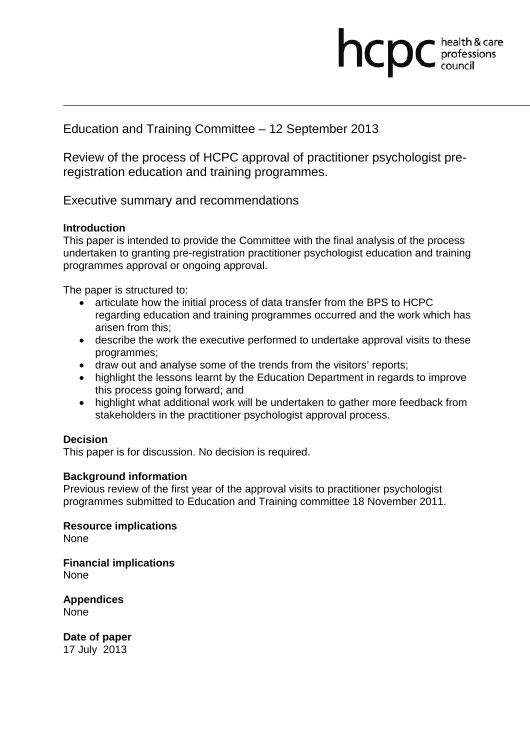hcpc health & care professions council

Education and Training Committee – 12 September 2013

# Review of the process of HCPC approval of practitioner psychologist pre-registration education and training programmes.

## Executive summary and recommendations

**Introduction**

This paper is intended to provide the Committee with the final analysis of the process undertaken to granting pre-registration practitioner psychologist education and training programmes approval or ongoing approval.

The paper is structured to:

- articulate how the initial process of data transfer from the BPS to HCPC regarding education and training programmes occurred and the work which has arisen from this;
- describe the work the executive performed to undertake approval visits to these programmes;
- draw out and analyse some of the trends from the visitors' reports;
- highlight the lessons learnt by the Education Department in regards to improve this process going forward; and
- highlight what additional work will be undertaken to gather more feedback from stakeholders in the practitioner psychologist approval process.

**Decision**

This paper is for discussion. No decision is required.

**Background information**

Previous review of the first year of the approval visits to practitioner psychologist programmes submitted to Education and Training committee 18 November 2011.

**Resource implications**

None

**Financial implications**

None

**Appendices**

None

**Date of paper**

17 July 2013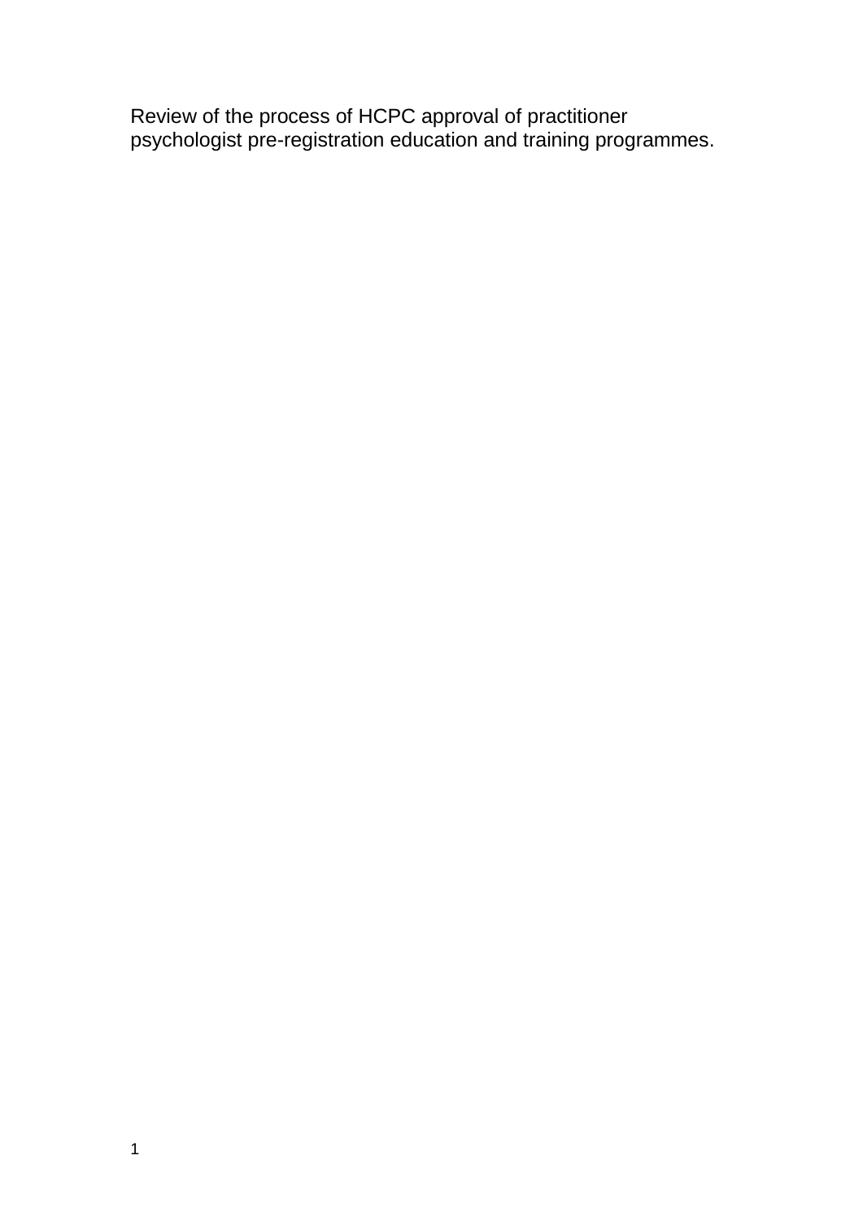Review of the process of HCPC approval of practitioner psychologist pre-registration education and training programmes.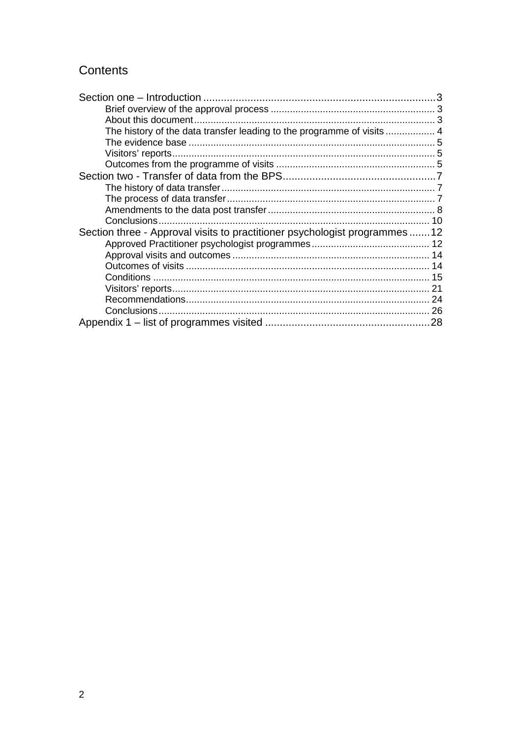# Contents

Section one – Introduction ............................................................................3
- Brief overview of the approval process ........................................................... 3
- About this document ....................................................................................... 3
- The history of the data transfer leading to the programme of visits .................. 4
- The evidence base ........................................................................................... 5
- Visitors' reports ................................................................................................ 5
- Outcomes from the programme of visits ........................................................... 5

Section two - Transfer of data from the BPS ....................................................7
- The history of data transfer .............................................................................. 7
- The process of data transfer ............................................................................ 7
- Amendments to the data post transfer .............................................................. 8
- Conclusions ................................................................................................... 10

Section three - Approval visits to practitioner psychologist programmes .......12
- Approved Practitioner psychologist programmes ........................................... 12
- Approval visits and outcomes ........................................................................ 14
- Outcomes of visits ......................................................................................... 14
- Conditions ..................................................................................................... 15
- Visitors' reports .............................................................................................. 21
- Recommendations ......................................................................................... 24
- Conclusions ................................................................................................... 26

Appendix 1 – list of programmes visited ........................................................28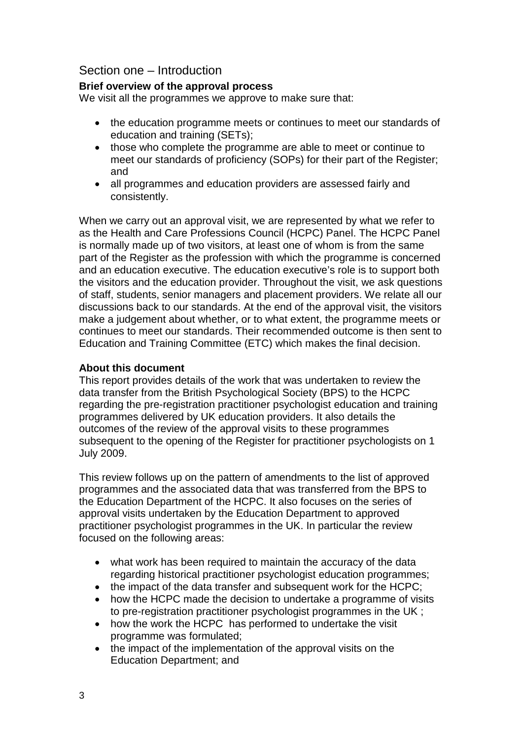## Section one – Introduction

### Brief overview of the approval process

We visit all the programmes we approve to make sure that:

- the education programme meets or continues to meet our standards of education and training (SETs);
- those who complete the programme are able to meet or continue to meet our standards of proficiency (SOPs) for their part of the Register; and
- all programmes and education providers are assessed fairly and consistently.

When we carry out an approval visit, we are represented by what we refer to as the Health and Care Professions Council (HCPC) Panel. The HCPC Panel is normally made up of two visitors, at least one of whom is from the same part of the Register as the profession with which the programme is concerned and an education executive. The education executive's role is to support both the visitors and the education provider. Throughout the visit, we ask questions of staff, students, senior managers and placement providers. We relate all our discussions back to our standards. At the end of the approval visit, the visitors make a judgement about whether, or to what extent, the programme meets or continues to meet our standards. Their recommended outcome is then sent to Education and Training Committee (ETC) which makes the final decision.

### About this document

This report provides details of the work that was undertaken to review the data transfer from the British Psychological Society (BPS) to the HCPC regarding the pre-registration practitioner psychologist education and training programmes delivered by UK education providers. It also details the outcomes of the review of the approval visits to these programmes subsequent to the opening of the Register for practitioner psychologists on 1 July 2009.

This review follows up on the pattern of amendments to the list of approved programmes and the associated data that was transferred from the BPS to the Education Department of the HCPC. It also focuses on the series of approval visits undertaken by the Education Department to approved practitioner psychologist programmes in the UK. In particular the review focused on the following areas:

- what work has been required to maintain the accuracy of the data regarding historical practitioner psychologist education programmes;
- the impact of the data transfer and subsequent work for the HCPC;
- how the HCPC made the decision to undertake a programme of visits to pre-registration practitioner psychologist programmes in the UK ;
- how the work the HCPC has performed to undertake the visit programme was formulated;
- the impact of the implementation of the approval visits on the Education Department; and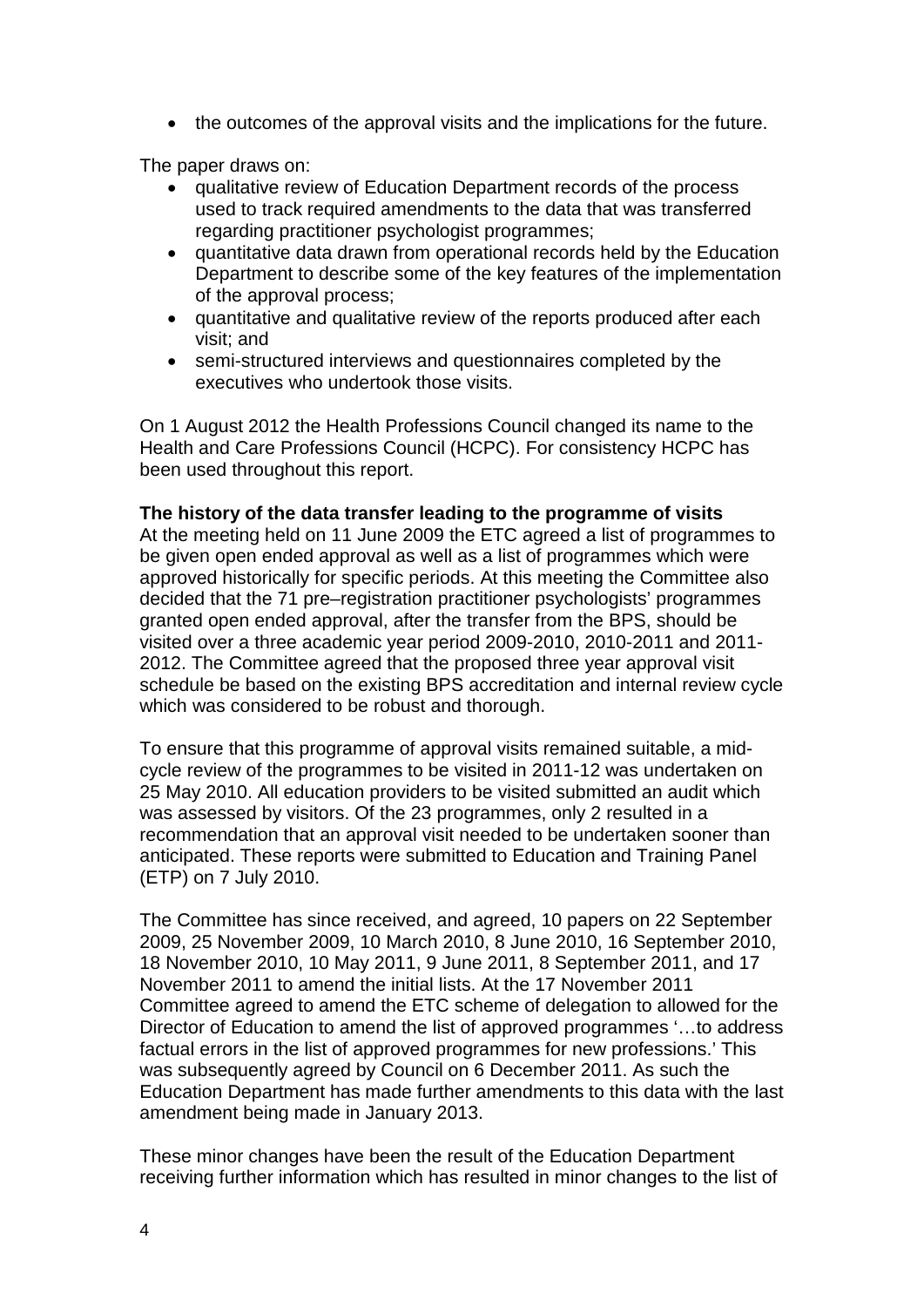- the outcomes of the approval visits and the implications for the future.

The paper draws on:

- qualitative review of Education Department records of the process used to track required amendments to the data that was transferred regarding practitioner psychologist programmes;
- quantitative data drawn from operational records held by the Education Department to describe some of the key features of the implementation of the approval process;
- quantitative and qualitative review of the reports produced after each visit; and
- semi-structured interviews and questionnaires completed by the executives who undertook those visits.

On 1 August 2012 the Health Professions Council changed its name to the Health and Care Professions Council (HCPC). For consistency HCPC has been used throughout this report.

**The history of the data transfer leading to the programme of visits**

At the meeting held on 11 June 2009 the ETC agreed a list of programmes to be given open ended approval as well as a list of programmes which were approved historically for specific periods. At this meeting the Committee also decided that the 71 pre–registration practitioner psychologists' programmes granted open ended approval, after the transfer from the BPS, should be visited over a three academic year period 2009-2010, 2010-2011 and 2011-2012. The Committee agreed that the proposed three year approval visit schedule be based on the existing BPS accreditation and internal review cycle which was considered to be robust and thorough.

To ensure that this programme of approval visits remained suitable, a mid-cycle review of the programmes to be visited in 2011-12 was undertaken on 25 May 2010. All education providers to be visited submitted an audit which was assessed by visitors. Of the 23 programmes, only 2 resulted in a recommendation that an approval visit needed to be undertaken sooner than anticipated. These reports were submitted to Education and Training Panel (ETP) on 7 July 2010.

The Committee has since received, and agreed, 10 papers on 22 September 2009, 25 November 2009, 10 March 2010, 8 June 2010, 16 September 2010, 18 November 2010, 10 May 2011, 9 June 2011, 8 September 2011, and 17 November 2011 to amend the initial lists. At the 17 November 2011 Committee agreed to amend the ETC scheme of delegation to allowed for the Director of Education to amend the list of approved programmes '…to address factual errors in the list of approved programmes for new professions.' This was subsequently agreed by Council on 6 December 2011. As such the Education Department has made further amendments to this data with the last amendment being made in January 2013.

These minor changes have been the result of the Education Department receiving further information which has resulted in minor changes to the list of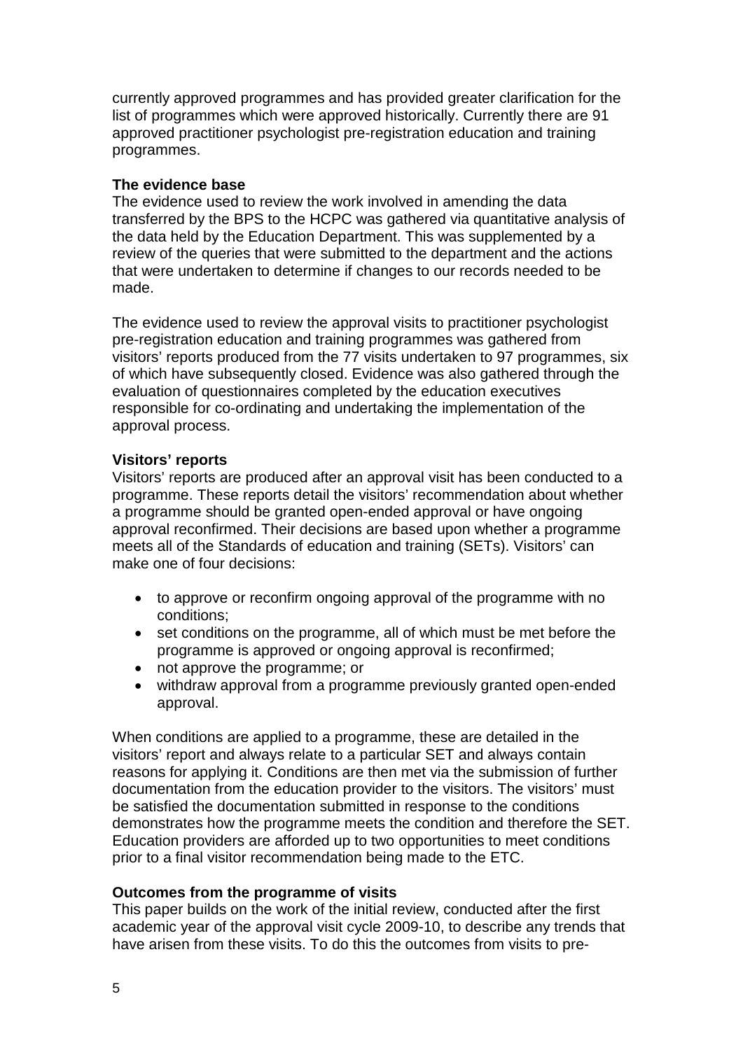currently approved programmes and has provided greater clarification for the list of programmes which were approved historically. Currently there are 91 approved practitioner psychologist pre-registration education and training programmes.

**The evidence base**

The evidence used to review the work involved in amending the data transferred by the BPS to the HCPC was gathered via quantitative analysis of the data held by the Education Department. This was supplemented by a review of the queries that were submitted to the department and the actions that were undertaken to determine if changes to our records needed to be made.

The evidence used to review the approval visits to practitioner psychologist pre-registration education and training programmes was gathered from visitors' reports produced from the 77 visits undertaken to 97 programmes, six of which have subsequently closed. Evidence was also gathered through the evaluation of questionnaires completed by the education executives responsible for co-ordinating and undertaking the implementation of the approval process.

**Visitors' reports**

Visitors' reports are produced after an approval visit has been conducted to a programme. These reports detail the visitors' recommendation about whether a programme should be granted open-ended approval or have ongoing approval reconfirmed. Their decisions are based upon whether a programme meets all of the Standards of education and training (SETs). Visitors' can make one of four decisions:

- to approve or reconfirm ongoing approval of the programme with no conditions;
- set conditions on the programme, all of which must be met before the programme is approved or ongoing approval is reconfirmed;
- not approve the programme; or
- withdraw approval from a programme previously granted open-ended approval.

When conditions are applied to a programme, these are detailed in the visitors' report and always relate to a particular SET and always contain reasons for applying it. Conditions are then met via the submission of further documentation from the education provider to the visitors. The visitors' must be satisfied the documentation submitted in response to the conditions demonstrates how the programme meets the condition and therefore the SET. Education providers are afforded up to two opportunities to meet conditions prior to a final visitor recommendation being made to the ETC.

**Outcomes from the programme of visits**

This paper builds on the work of the initial review, conducted after the first academic year of the approval visit cycle 2009-10, to describe any trends that have arisen from these visits. To do this the outcomes from visits to pre-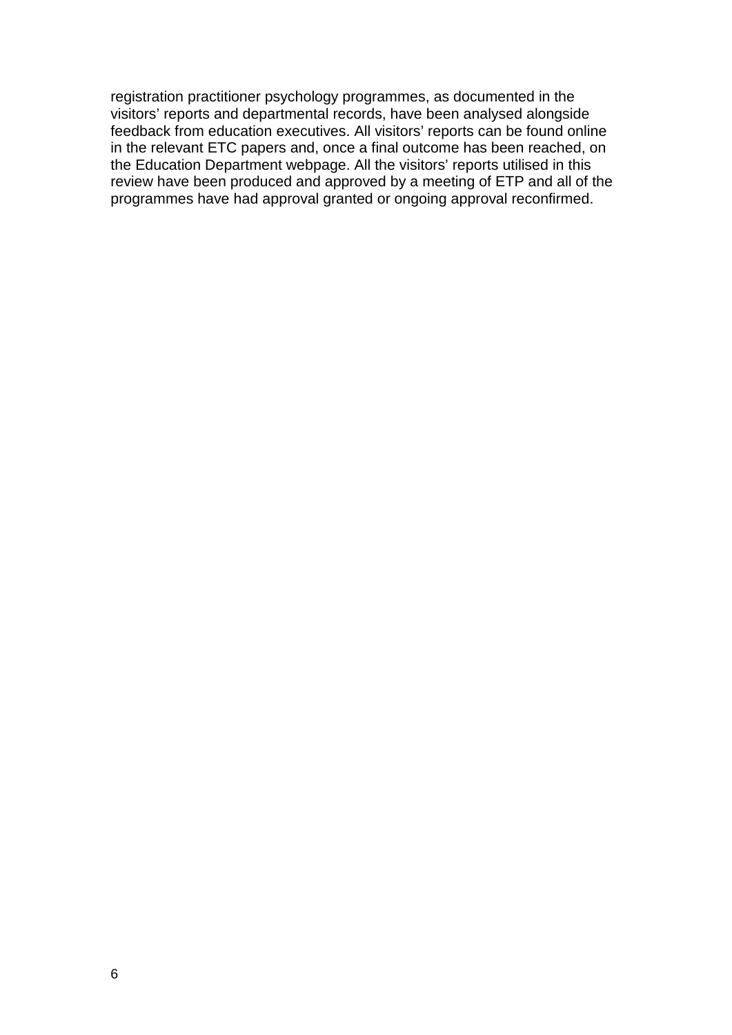registration practitioner psychology programmes, as documented in the visitors' reports and departmental records, have been analysed alongside feedback from education executives. All visitors' reports can be found online in the relevant ETC papers and, once a final outcome has been reached, on the Education Department webpage. All the visitors' reports utilised in this review have been produced and approved by a meeting of ETP and all of the programmes have had approval granted or ongoing approval reconfirmed.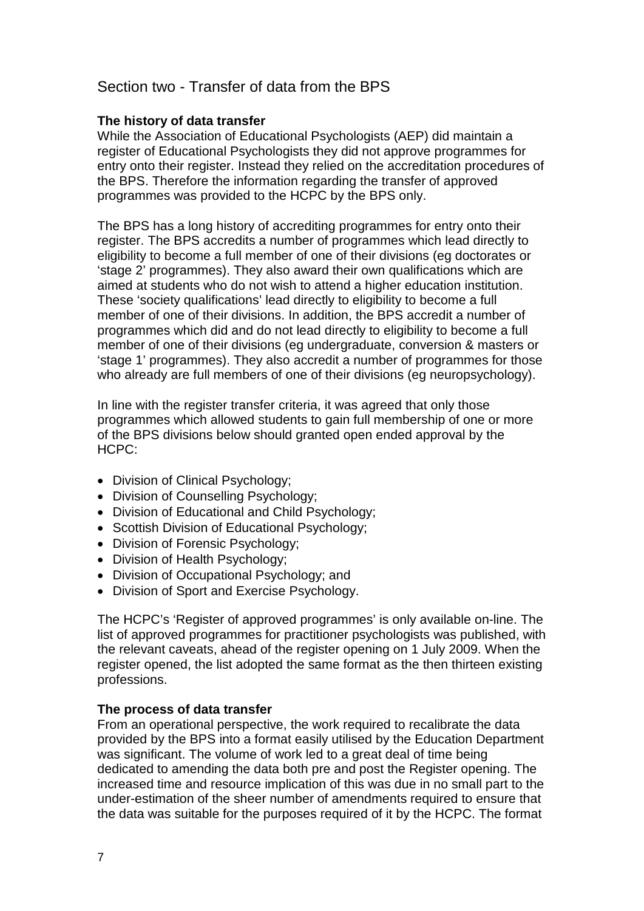## Section two - Transfer of data from the BPS

### The history of data transfer

While the Association of Educational Psychologists (AEP) did maintain a register of Educational Psychologists they did not approve programmes for entry onto their register. Instead they relied on the accreditation procedures of the BPS. Therefore the information regarding the transfer of approved programmes was provided to the HCPC by the BPS only.

The BPS has a long history of accrediting programmes for entry onto their register. The BPS accredits a number of programmes which lead directly to eligibility to become a full member of one of their divisions (eg doctorates or 'stage 2' programmes). They also award their own qualifications which are aimed at students who do not wish to attend a higher education institution. These 'society qualifications' lead directly to eligibility to become a full member of one of their divisions. In addition, the BPS accredit a number of programmes which did and do not lead directly to eligibility to become a full member of one of their divisions (eg undergraduate, conversion & masters or 'stage 1' programmes). They also accredit a number of programmes for those who already are full members of one of their divisions (eg neuropsychology).

In line with the register transfer criteria, it was agreed that only those programmes which allowed students to gain full membership of one or more of the BPS divisions below should granted open ended approval by the HCPC:

- Division of Clinical Psychology;
- Division of Counselling Psychology;
- Division of Educational and Child Psychology;
- Scottish Division of Educational Psychology;
- Division of Forensic Psychology;
- Division of Health Psychology;
- Division of Occupational Psychology; and
- Division of Sport and Exercise Psychology.

The HCPC's 'Register of approved programmes' is only available on-line. The list of approved programmes for practitioner psychologists was published, with the relevant caveats, ahead of the register opening on 1 July 2009. When the register opened, the list adopted the same format as the then thirteen existing professions.

### The process of data transfer

From an operational perspective, the work required to recalibrate the data provided by the BPS into a format easily utilised by the Education Department was significant. The volume of work led to a great deal of time being dedicated to amending the data both pre and post the Register opening. The increased time and resource implication of this was due in no small part to the under-estimation of the sheer number of amendments required to ensure that the data was suitable for the purposes required of it by the HCPC. The format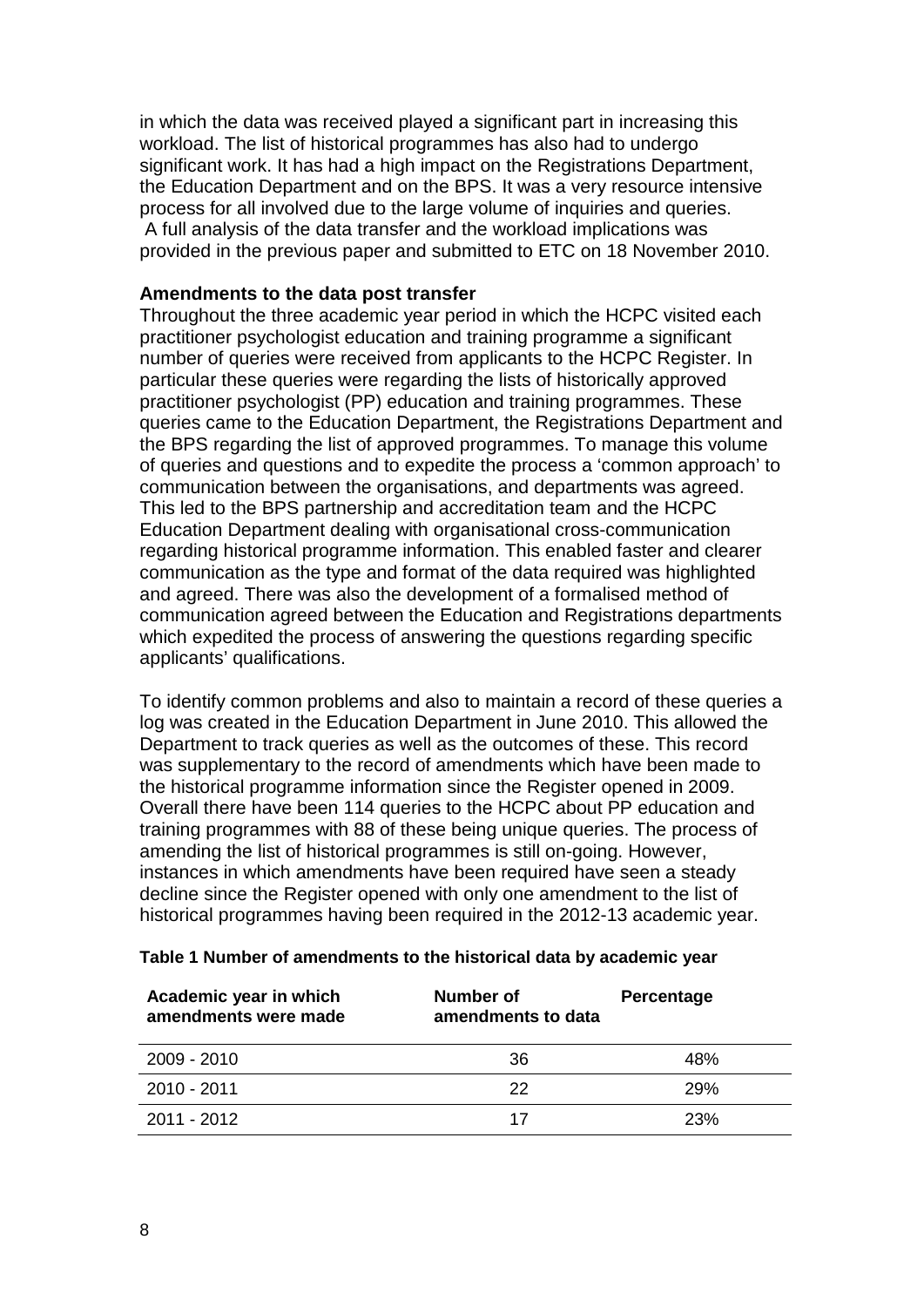in which the data was received played a significant part in increasing this workload. The list of historical programmes has also had to undergo significant work. It has had a high impact on the Registrations Department, the Education Department and on the BPS. It was a very resource intensive process for all involved due to the large volume of inquiries and queries. A full analysis of the data transfer and the workload implications was provided in the previous paper and submitted to ETC on 18 November 2010.

**Amendments to the data post transfer**

Throughout the three academic year period in which the HCPC visited each practitioner psychologist education and training programme a significant number of queries were received from applicants to the HCPC Register. In particular these queries were regarding the lists of historically approved practitioner psychologist (PP) education and training programmes. These queries came to the Education Department, the Registrations Department and the BPS regarding the list of approved programmes. To manage this volume of queries and questions and to expedite the process a 'common approach' to communication between the organisations, and departments was agreed. This led to the BPS partnership and accreditation team and the HCPC Education Department dealing with organisational cross-communication regarding historical programme information. This enabled faster and clearer communication as the type and format of the data required was highlighted and agreed. There was also the development of a formalised method of communication agreed between the Education and Registrations departments which expedited the process of answering the questions regarding specific applicants' qualifications.

To identify common problems and also to maintain a record of these queries a log was created in the Education Department in June 2010. This allowed the Department to track queries as well as the outcomes of these. This record was supplementary to the record of amendments which have been made to the historical programme information since the Register opened in 2009. Overall there have been 114 queries to the HCPC about PP education and training programmes with 88 of these being unique queries. The process of amending the list of historical programmes is still on-going. However, instances in which amendments have been required have seen a steady decline since the Register opened with only one amendment to the list of historical programmes having been required in the 2012-13 academic year.

**Table 1 Number of amendments to the historical data by academic year**

| Academic year in which amendments were made | Number of amendments to data | Percentage |
|---|---|---|
| 2009 - 2010 | 36 | 48% |
| 2010 - 2011 | 22 | 29% |
| 2011 - 2012 | 17 | 23% |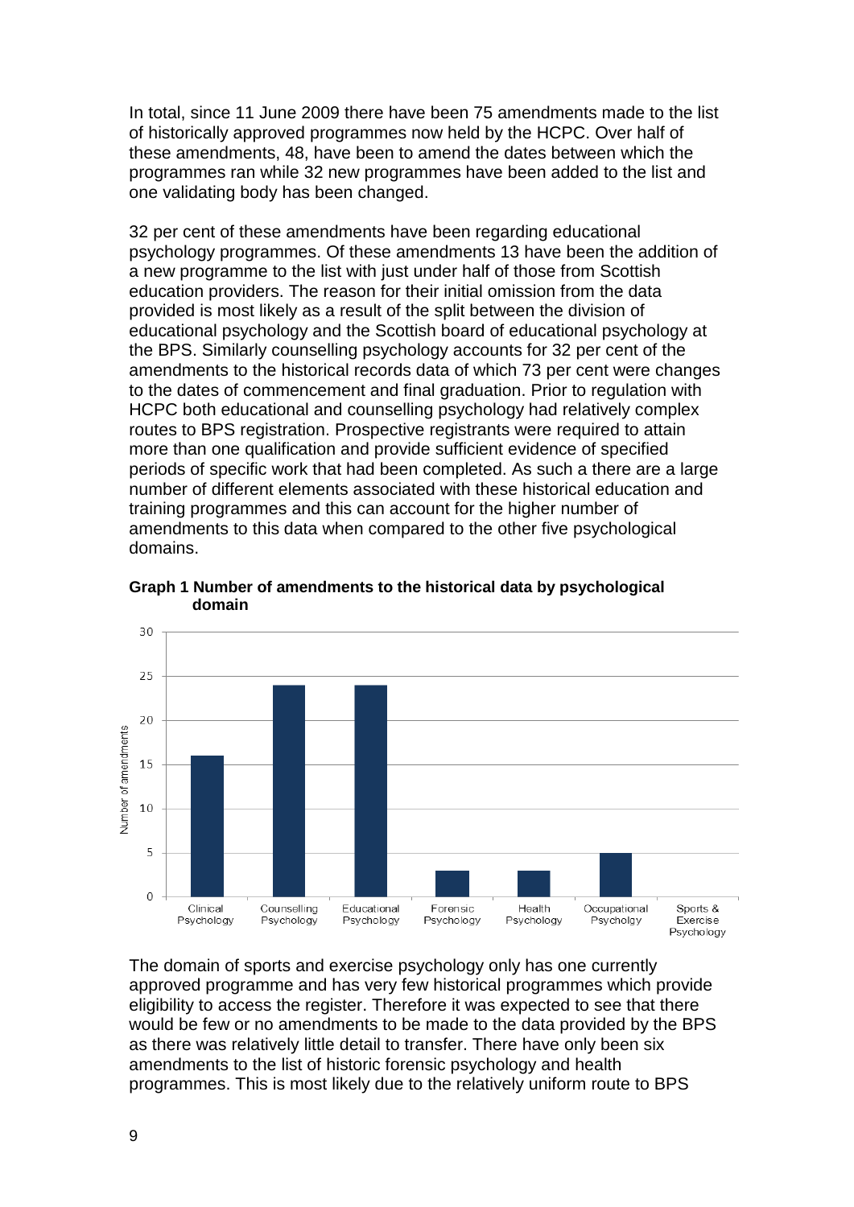In total, since 11 June 2009 there have been 75 amendments made to the list of historically approved programmes now held by the HCPC. Over half of these amendments, 48, have been to amend the dates between which the programmes ran while 32 new programmes have been added to the list and one validating body has been changed.

32 per cent of these amendments have been regarding educational psychology programmes. Of these amendments 13 have been the addition of a new programme to the list with just under half of those from Scottish education providers. The reason for their initial omission from the data provided is most likely as a result of the split between the division of educational psychology and the Scottish board of educational psychology at the BPS. Similarly counselling psychology accounts for 32 per cent of the amendments to the historical records data of which 73 per cent were changes to the dates of commencement and final graduation. Prior to regulation with HCPC both educational and counselling psychology had relatively complex routes to BPS registration. Prospective registrants were required to attain more than one qualification and provide sufficient evidence of specified periods of specific work that had been completed. As such a there are a large number of different elements associated with these historical education and training programmes and this can account for the higher number of amendments to this data when compared to the other five psychological domains.

**Graph 1 Number of amendments to the historical data by psychological domain**

| Psychological domain | Number of amendments |
|---|---|
| Clinical Psychology | 16 |
| Counselling Psychology | 24 |
| Educational Psychology | 24 |
| Forensic Psychology | 3 |
| Health Psychology | 3 |
| Occupational Psycholgy | 5 |
| Sports & Exercise Psychology | 0 |

The domain of sports and exercise psychology only has one currently approved programme and has very few historical programmes which provide eligibility to access the register. Therefore it was expected to see that there would be few or no amendments to be made to the data provided by the BPS as there was relatively little detail to transfer. There have only been six amendments to the list of historic forensic psychology and health programmes. This is most likely due to the relatively uniform route to BPS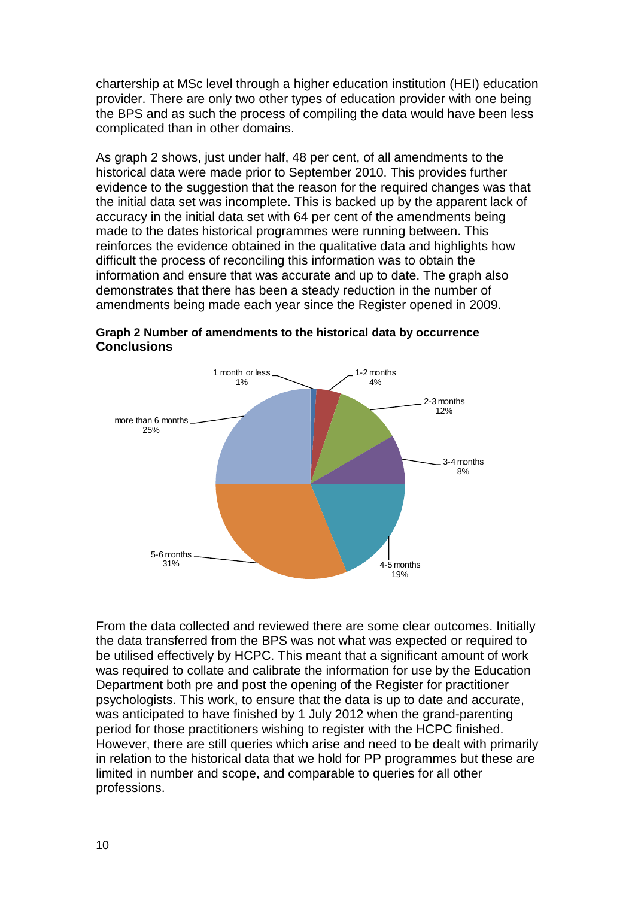chartership at MSc level through a higher education institution (HEI) education provider. There are only two other types of education provider with one being the BPS and as such the process of compiling the data would have been less complicated than in other domains.

As graph 2 shows, just under half, 48 per cent, of all amendments to the historical data were made prior to September 2010. This provides further evidence to the suggestion that the reason for the required changes was that the initial data set was incomplete. This is backed up by the apparent lack of accuracy in the initial data set with 64 per cent of the amendments being made to the dates historical programmes were running between. This reinforces the evidence obtained in the qualitative data and highlights how difficult the process of reconciling this information was to obtain the information and ensure that was accurate and up to date. The graph also demonstrates that there has been a steady reduction in the number of amendments being made each year since the Register opened in 2009.

**Graph 2 Number of amendments to the historical data by occurrence**

## Conclusions

From the data collected and reviewed there are some clear outcomes. Initially the data transferred from the BPS was not what was expected or required to be utilised effectively by HCPC. This meant that a significant amount of work was required to collate and calibrate the information for use by the Education Department both pre and post the opening of the Register for practitioner psychologists. This work, to ensure that the data is up to date and accurate, was anticipated to have finished by 1 July 2012 when the grand-parenting period for those practitioners wishing to register with the HCPC finished. However, there are still queries which arise and need to be dealt with primarily in relation to the historical data that we hold for PP programmes but these are limited in number and scope, and comparable to queries for all other professions.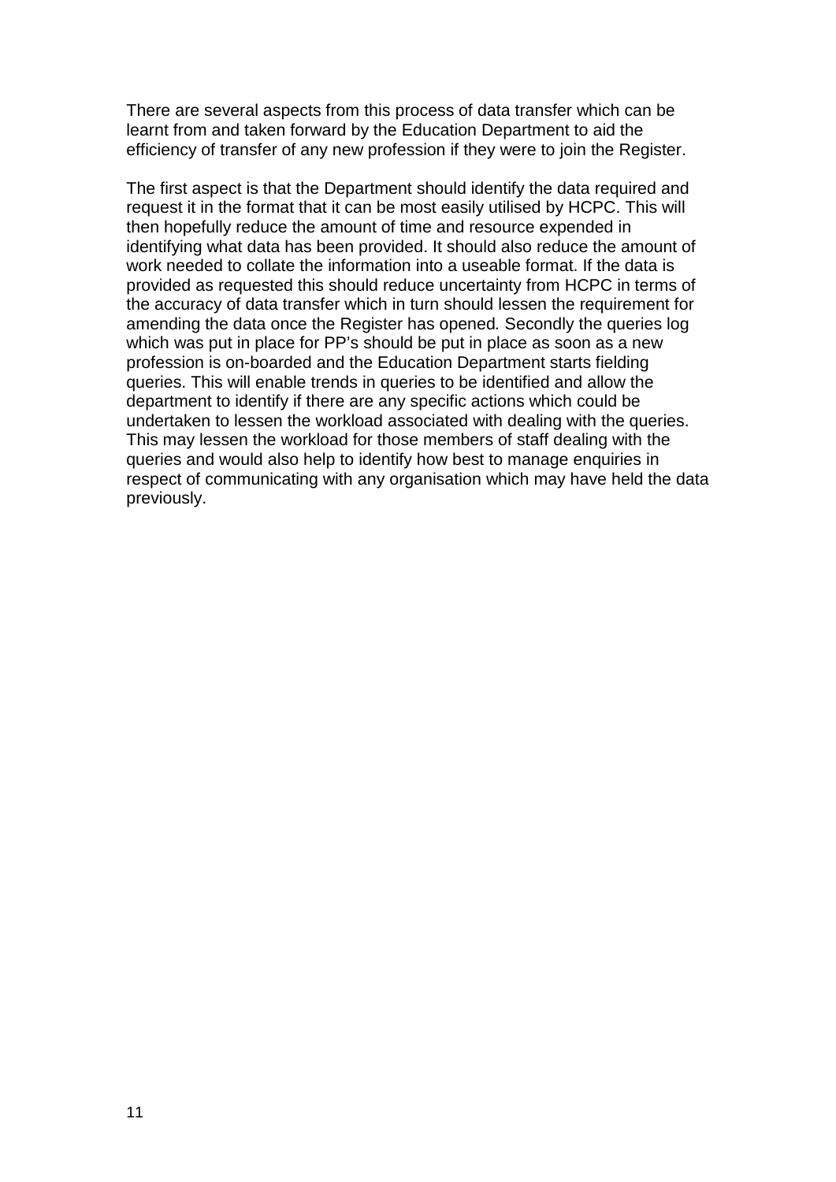There are several aspects from this process of data transfer which can be learnt from and taken forward by the Education Department to aid the efficiency of transfer of any new profession if they were to join the Register.

The first aspect is that the Department should identify the data required and request it in the format that it can be most easily utilised by HCPC. This will then hopefully reduce the amount of time and resource expended in identifying what data has been provided. It should also reduce the amount of work needed to collate the information into a useable format. If the data is provided as requested this should reduce uncertainty from HCPC in terms of the accuracy of data transfer which in turn should lessen the requirement for amending the data once the Register has opened. Secondly the queries log which was put in place for PP's should be put in place as soon as a new profession is on-boarded and the Education Department starts fielding queries. This will enable trends in queries to be identified and allow the department to identify if there are any specific actions which could be undertaken to lessen the workload associated with dealing with the queries. This may lessen the workload for those members of staff dealing with the queries and would also help to identify how best to manage enquiries in respect of communicating with any organisation which may have held the data previously.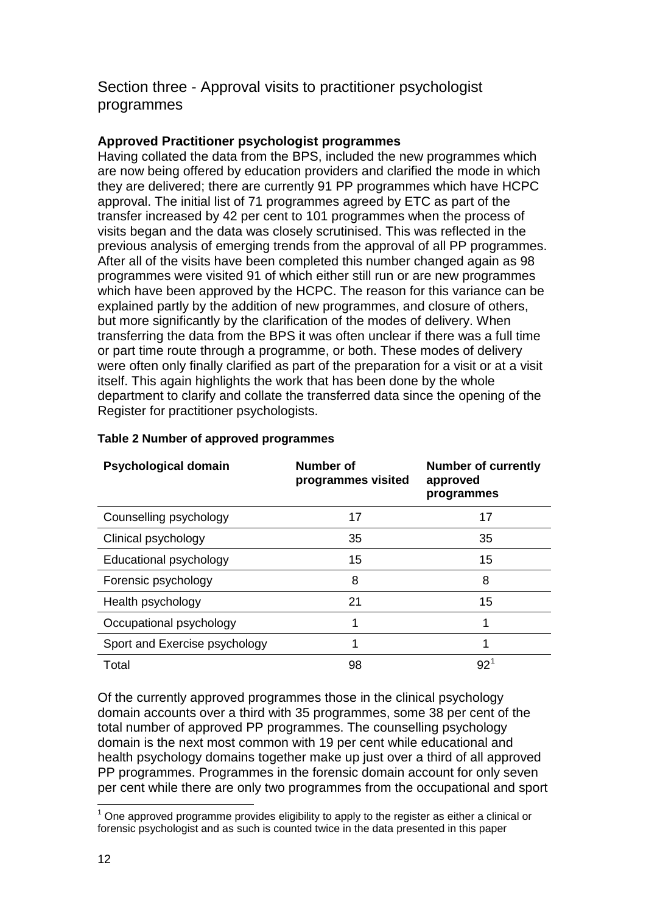## Section three - Approval visits to practitioner psychologist programmes

**Approved Practitioner psychologist programmes**

Having collated the data from the BPS, included the new programmes which are now being offered by education providers and clarified the mode in which they are delivered; there are currently 91 PP programmes which have HCPC approval. The initial list of 71 programmes agreed by ETC as part of the transfer increased by 42 per cent to 101 programmes when the process of visits began and the data was closely scrutinised. This was reflected in the previous analysis of emerging trends from the approval of all PP programmes. After all of the visits have been completed this number changed again as 98 programmes were visited 91 of which either still run or are new programmes which have been approved by the HCPC. The reason for this variance can be explained partly by the addition of new programmes, and closure of others, but more significantly by the clarification of the modes of delivery. When transferring the data from the BPS it was often unclear if there was a full time or part time route through a programme, or both. These modes of delivery were often only finally clarified as part of the preparation for a visit or at a visit itself. This again highlights the work that has been done by the whole department to clarify and collate the transferred data since the opening of the Register for practitioner psychologists.

**Table 2 Number of approved programmes**

| Psychological domain | Number of programmes visited | Number of currently approved programmes |
|---|---|---|
| Counselling psychology | 17 | 17 |
| Clinical psychology | 35 | 35 |
| Educational psychology | 15 | 15 |
| Forensic psychology | 8 | 8 |
| Health psychology | 21 | 15 |
| Occupational psychology | 1 | 1 |
| Sport and Exercise psychology | 1 | 1 |
| Total | 98 | 92[1] |

Of the currently approved programmes those in the clinical psychology domain accounts over a third with 35 programmes, some 38 per cent of the total number of approved PP programmes. The counselling psychology domain is the next most common with 19 per cent while educational and health psychology domains together make up just over a third of all approved PP programmes. Programmes in the forensic domain account for only seven per cent while there are only two programmes from the occupational and sport

[1] One approved programme provides eligibility to apply to the register as either a clinical or forensic psychologist and as such is counted twice in the data presented in this paper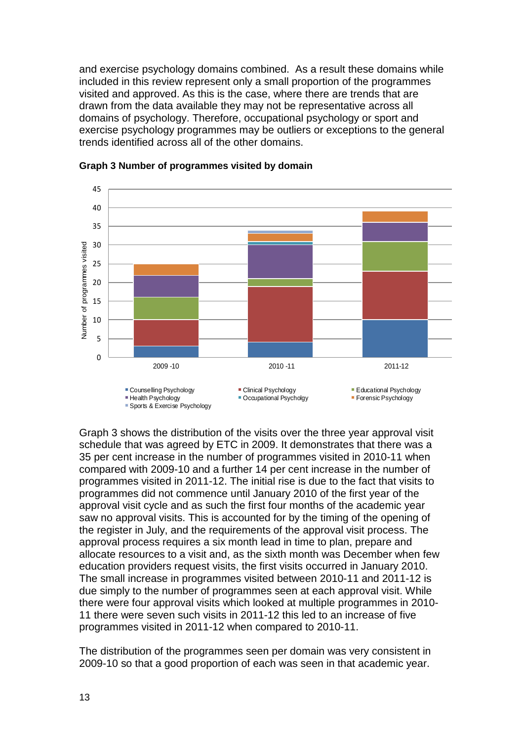and exercise psychology domains combined. As a result these domains while included in this review represent only a small proportion of the programmes visited and approved. As this is the case, where there are trends that are drawn from the data available they may not be representative across all domains of psychology. Therefore, occupational psychology or sport and exercise psychology programmes may be outliers or exceptions to the general trends identified across all of the other domains.

**Graph 3 Number of programmes visited by domain**

Graph 3 shows the distribution of the visits over the three year approval visit schedule that was agreed by ETC in 2009. It demonstrates that there was a 35 per cent increase in the number of programmes visited in 2010-11 when compared with 2009-10 and a further 14 per cent increase in the number of programmes visited in 2011-12. The initial rise is due to the fact that visits to programmes did not commence until January 2010 of the first year of the approval visit cycle and as such the first four months of the academic year saw no approval visits. This is accounted for by the timing of the opening of the register in July, and the requirements of the approval visit process. The approval process requires a six month lead in time to plan, prepare and allocate resources to a visit and, as the sixth month was December when few education providers request visits, the first visits occurred in January 2010. The small increase in programmes visited between 2010-11 and 2011-12 is due simply to the number of programmes seen at each approval visit. While there were four approval visits which looked at multiple programmes in 2010-11 there were seven such visits in 2011-12 this led to an increase of five programmes visited in 2011-12 when compared to 2010-11.

The distribution of the programmes seen per domain was very consistent in 2009-10 so that a good proportion of each was seen in that academic year.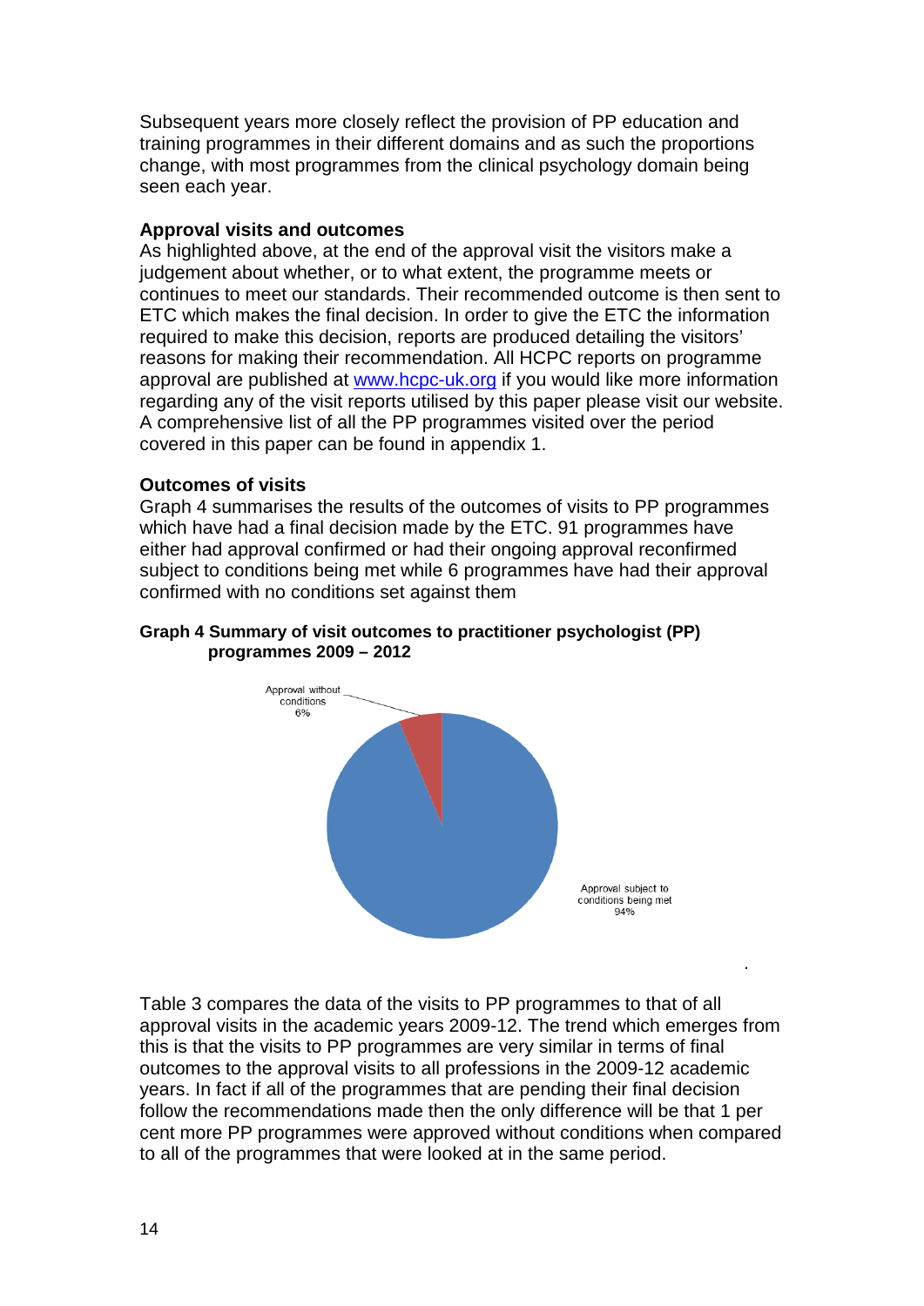Subsequent years more closely reflect the provision of PP education and training programmes in their different domains and as such the proportions change, with most programmes from the clinical psychology domain being seen each year.

**Approval visits and outcomes**

As highlighted above, at the end of the approval visit the visitors make a judgement about whether, or to what extent, the programme meets or continues to meet our standards. Their recommended outcome is then sent to ETC which makes the final decision. In order to give the ETC the information required to make this decision, reports are produced detailing the visitors' reasons for making their recommendation. All HCPC reports on programme approval are published at www.hcpc-uk.org if you would like more information regarding any of the visit reports utilised by this paper please visit our website. A comprehensive list of all the PP programmes visited over the period covered in this paper can be found in appendix 1.

**Outcomes of visits**

Graph 4 summarises the results of the outcomes of visits to PP programmes which have had a final decision made by the ETC. 91 programmes have either had approval confirmed or had their ongoing approval reconfirmed subject to conditions being met while 6 programmes have had their approval confirmed with no conditions set against them

**Graph 4 Summary of visit outcomes to practitioner psychologist (PP) programmes 2009 – 2012**

Approval without conditions 6%

Approval subject to conditions being met 94%

Table 3 compares the data of the visits to PP programmes to that of all approval visits in the academic years 2009-12. The trend which emerges from this is that the visits to PP programmes are very similar in terms of final outcomes to the approval visits to all professions in the 2009-12 academic years. In fact if all of the programmes that are pending their final decision follow the recommendations made then the only difference will be that 1 per cent more PP programmes were approved without conditions when compared to all of the programmes that were looked at in the same period.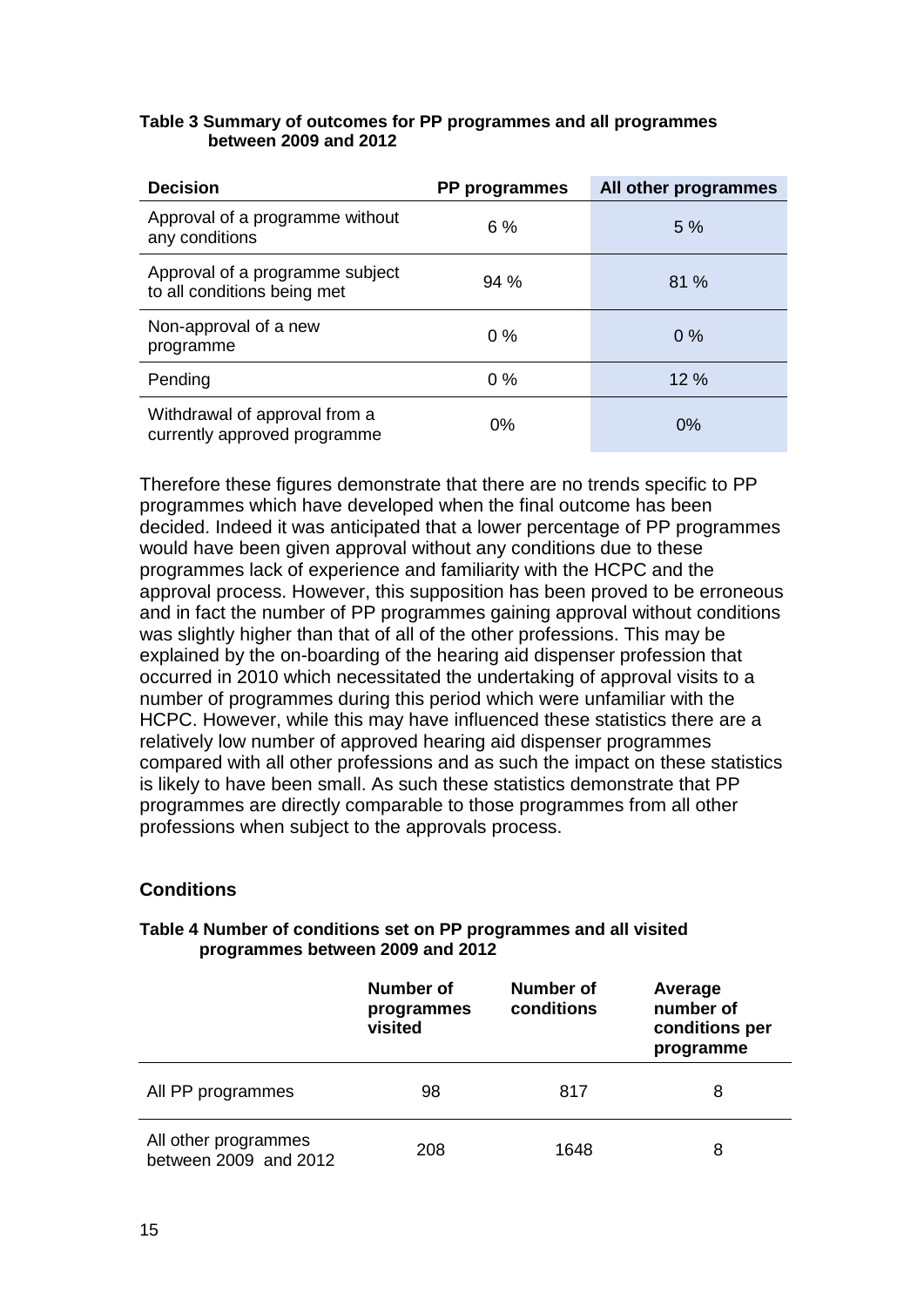**Table 3 Summary of outcomes for PP programmes and all programmes between 2009 and 2012**

| Decision | PP programmes | All other programmes |
|---|---|---|
| Approval of a programme without any conditions | 6 % | 5 % |
| Approval of a programme subject to all conditions being met | 94 % | 81 % |
| Non-approval of a new programme | 0 % | 0 % |
| Pending | 0 % | 12 % |
| Withdrawal of approval from a currently approved programme | 0% | 0% |

Therefore these figures demonstrate that there are no trends specific to PP programmes which have developed when the final outcome has been decided. Indeed it was anticipated that a lower percentage of PP programmes would have been given approval without any conditions due to these programmes lack of experience and familiarity with the HCPC and the approval process. However, this supposition has been proved to be erroneous and in fact the number of PP programmes gaining approval without conditions was slightly higher than that of all of the other professions. This may be explained by the on-boarding of the hearing aid dispenser profession that occurred in 2010 which necessitated the undertaking of approval visits to a number of programmes during this period which were unfamiliar with the HCPC. However, while this may have influenced these statistics there are a relatively low number of approved hearing aid dispenser programmes compared with all other professions and as such the impact on these statistics is likely to have been small. As such these statistics demonstrate that PP programmes are directly comparable to those programmes from all other professions when subject to the approvals process.

### Conditions

**Table 4 Number of conditions set on PP programmes and all visited programmes between 2009 and 2012**

| | Number of programmes visited | Number of conditions | Average number of conditions per programme |
|---|---|---|---|
| All PP programmes | 98 | 817 | 8 |
| All other programmes between 2009 and 2012 | 208 | 1648 | 8 |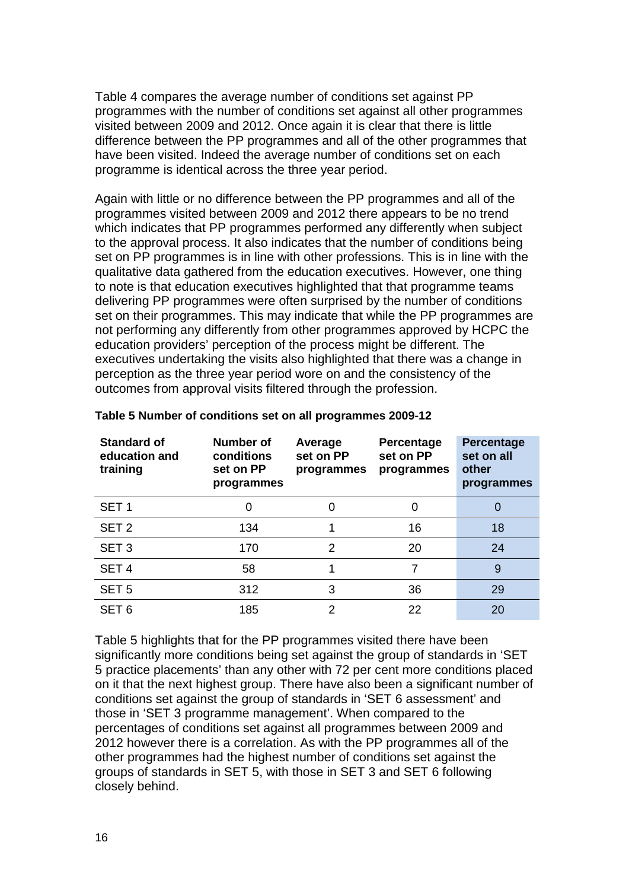Table 4 compares the average number of conditions set against PP programmes with the number of conditions set against all other programmes visited between 2009 and 2012. Once again it is clear that there is little difference between the PP programmes and all of the other programmes that have been visited. Indeed the average number of conditions set on each programme is identical across the three year period.

Again with little or no difference between the PP programmes and all of the programmes visited between 2009 and 2012 there appears to be no trend which indicates that PP programmes performed any differently when subject to the approval process. It also indicates that the number of conditions being set on PP programmes is in line with other professions. This is in line with the qualitative data gathered from the education executives. However, one thing to note is that education executives highlighted that that programme teams delivering PP programmes were often surprised by the number of conditions set on their programmes. This may indicate that while the PP programmes are not performing any differently from other programmes approved by HCPC the education providers' perception of the process might be different. The executives undertaking the visits also highlighted that there was a change in perception as the three year period wore on and the consistency of the outcomes from approval visits filtered through the profession.

**Table 5 Number of conditions set on all programmes 2009-12**

| Standard of education and training | Number of conditions set on PP programmes | Average set on PP programmes | Percentage set on PP programmes | Percentage set on all other programmes |
|---|---|---|---|---|
| SET 1 | 0 | 0 | 0 | 0 |
| SET 2 | 134 | 1 | 16 | 18 |
| SET 3 | 170 | 2 | 20 | 24 |
| SET 4 | 58 | 1 | 7 | 9 |
| SET 5 | 312 | 3 | 36 | 29 |
| SET 6 | 185 | 2 | 22 | 20 |

Table 5 highlights that for the PP programmes visited there have been significantly more conditions being set against the group of standards in 'SET 5 practice placements' than any other with 72 per cent more conditions placed on it that the next highest group. There have also been a significant number of conditions set against the group of standards in 'SET 6 assessment' and those in 'SET 3 programme management'. When compared to the percentages of conditions set against all programmes between 2009 and 2012 however there is a correlation. As with the PP programmes all of the other programmes had the highest number of conditions set against the groups of standards in SET 5, with those in SET 3 and SET 6 following closely behind.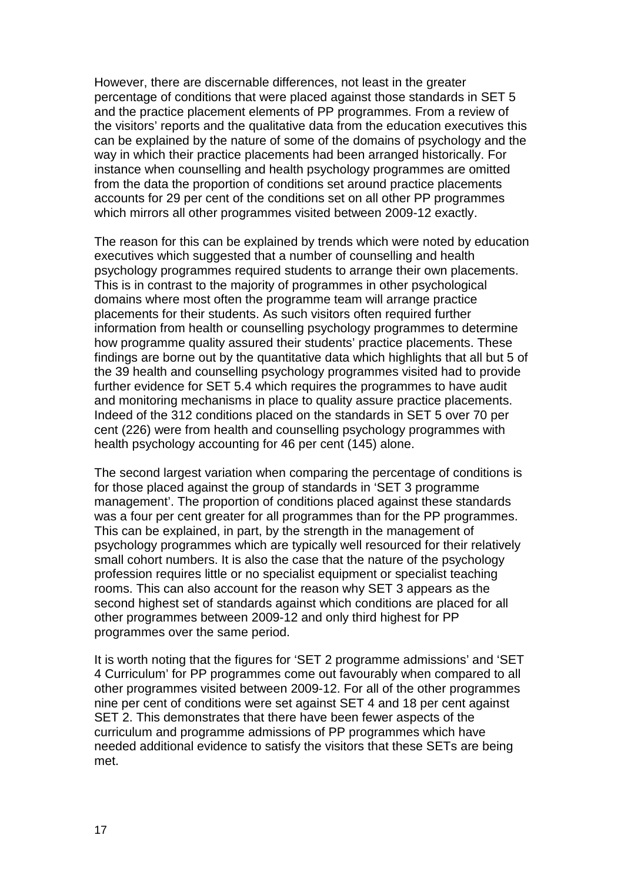However, there are discernable differences, not least in the greater percentage of conditions that were placed against those standards in SET 5 and the practice placement elements of PP programmes. From a review of the visitors' reports and the qualitative data from the education executives this can be explained by the nature of some of the domains of psychology and the way in which their practice placements had been arranged historically. For instance when counselling and health psychology programmes are omitted from the data the proportion of conditions set around practice placements accounts for 29 per cent of the conditions set on all other PP programmes which mirrors all other programmes visited between 2009-12 exactly.

The reason for this can be explained by trends which were noted by education executives which suggested that a number of counselling and health psychology programmes required students to arrange their own placements. This is in contrast to the majority of programmes in other psychological domains where most often the programme team will arrange practice placements for their students. As such visitors often required further information from health or counselling psychology programmes to determine how programme quality assured their students' practice placements. These findings are borne out by the quantitative data which highlights that all but 5 of the 39 health and counselling psychology programmes visited had to provide further evidence for SET 5.4 which requires the programmes to have audit and monitoring mechanisms in place to quality assure practice placements. Indeed of the 312 conditions placed on the standards in SET 5 over 70 per cent (226) were from health and counselling psychology programmes with health psychology accounting for 46 per cent (145) alone.

The second largest variation when comparing the percentage of conditions is for those placed against the group of standards in 'SET 3 programme management'. The proportion of conditions placed against these standards was a four per cent greater for all programmes than for the PP programmes. This can be explained, in part, by the strength in the management of psychology programmes which are typically well resourced for their relatively small cohort numbers. It is also the case that the nature of the psychology profession requires little or no specialist equipment or specialist teaching rooms. This can also account for the reason why SET 3 appears as the second highest set of standards against which conditions are placed for all other programmes between 2009-12 and only third highest for PP programmes over the same period.

It is worth noting that the figures for 'SET 2 programme admissions' and 'SET 4 Curriculum' for PP programmes come out favourably when compared to all other programmes visited between 2009-12. For all of the other programmes nine per cent of conditions were set against SET 4 and 18 per cent against SET 2. This demonstrates that there have been fewer aspects of the curriculum and programme admissions of PP programmes which have needed additional evidence to satisfy the visitors that these SETs are being met.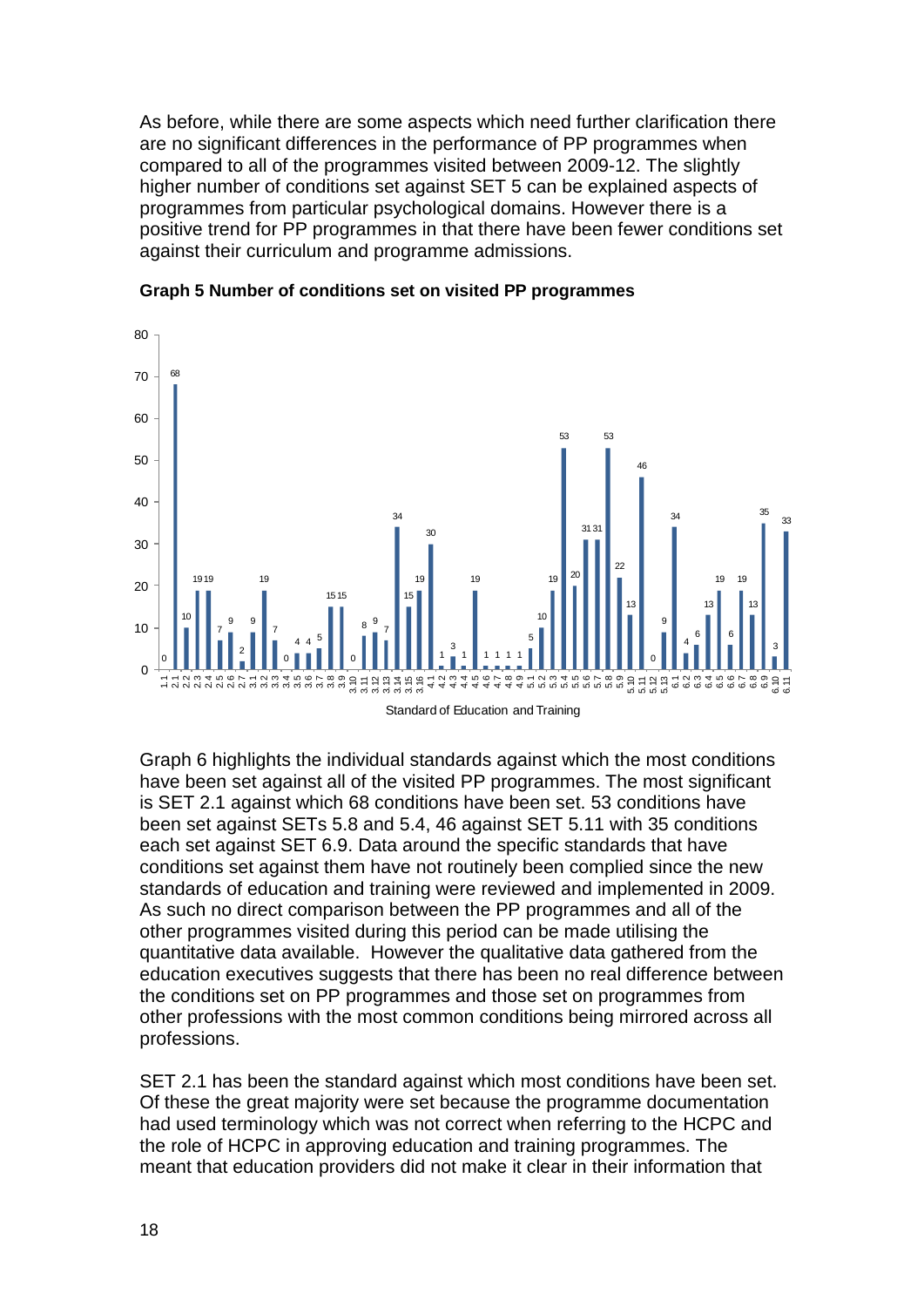As before, while there are some aspects which need further clarification there are no significant differences in the performance of PP programmes when compared to all of the programmes visited between 2009-12. The slightly higher number of conditions set against SET 5 can be explained aspects of programmes from particular psychological domains. However there is a positive trend for PP programmes in that there have been fewer conditions set against their curriculum and programme admissions.

**Graph 5 Number of conditions set on visited PP programmes**

| Standard of Education and Training | Number of conditions |
|---|---|
| 1.1 | 0 |
| 2.1 | 68 |
| 2.2 | 10 |
| 2.3 | 19 |
| 2.4 | 19 |
| 2.5 | 7 |
| 2.6 | 9 |
| 2.7 | 2 |
| 3.1 | 9 |
| 3.2 | 19 |
| 3.3 | 7 |
| 3.4 | 0 |
| 3.5 | 4 |
| 3.6 | 4 |
| 3.7 | 5 |
| 3.8 | 15 |
| 3.9 | 15 |
| 3.10 | 0 |
| 3.11 | 8 |
| 3.12 | 9 |
| 3.13 | 7 |
| 3.14 | 34 |
| 3.15 | 15 |
| 3.16 | 19 |
| 4.1 | 30 |
| 4.2 | 1 |
| 4.3 | 3 |
| 4.4 | 1 |
| 4.5 | 19 |
| 4.6 | 1 |
| 4.7 | 1 |
| 4.8 | 1 |
| 4.9 | 1 |
| 5.1 | 5 |
| 5.2 | 10 |
| 5.3 | 19 |
| 5.4 | 53 |
| 5.5 | 20 |
| 5.6 | 31 |
| 5.7 | 31 |
| 5.8 | 53 |
| 5.9 | 22 |
| 5.10 | 13 |
| 5.11 | 46 |
| 5.12 | 0 |
| 5.13 | 9 |
| 6.1 | 34 |
| 6.2 | 4 |
| 6.3 | 6 |
| 6.4 | 13 |
| 6.5 | 19 |
| 6.6 | 6 |
| 6.7 | 19 |
| 6.8 | 13 |
| 6.9 | 35 |
| 6.10 | 3 |
| 6.11 | 33 |

Graph 6 highlights the individual standards against which the most conditions have been set against all of the visited PP programmes. The most significant is SET 2.1 against which 68 conditions have been set. 53 conditions have been set against SETs 5.8 and 5.4, 46 against SET 5.11 with 35 conditions each set against SET 6.9. Data around the specific standards that have conditions set against them have not routinely been complied since the new standards of education and training were reviewed and implemented in 2009. As such no direct comparison between the PP programmes and all of the other programmes visited during this period can be made utilising the quantitative data available. However the qualitative data gathered from the education executives suggests that there has been no real difference between the conditions set on PP programmes and those set on programmes from other professions with the most common conditions being mirrored across all professions.

SET 2.1 has been the standard against which most conditions have been set. Of these the great majority were set because the programme documentation had used terminology which was not correct when referring to the HCPC and the role of HCPC in approving education and training programmes. The meant that education providers did not make it clear in their information that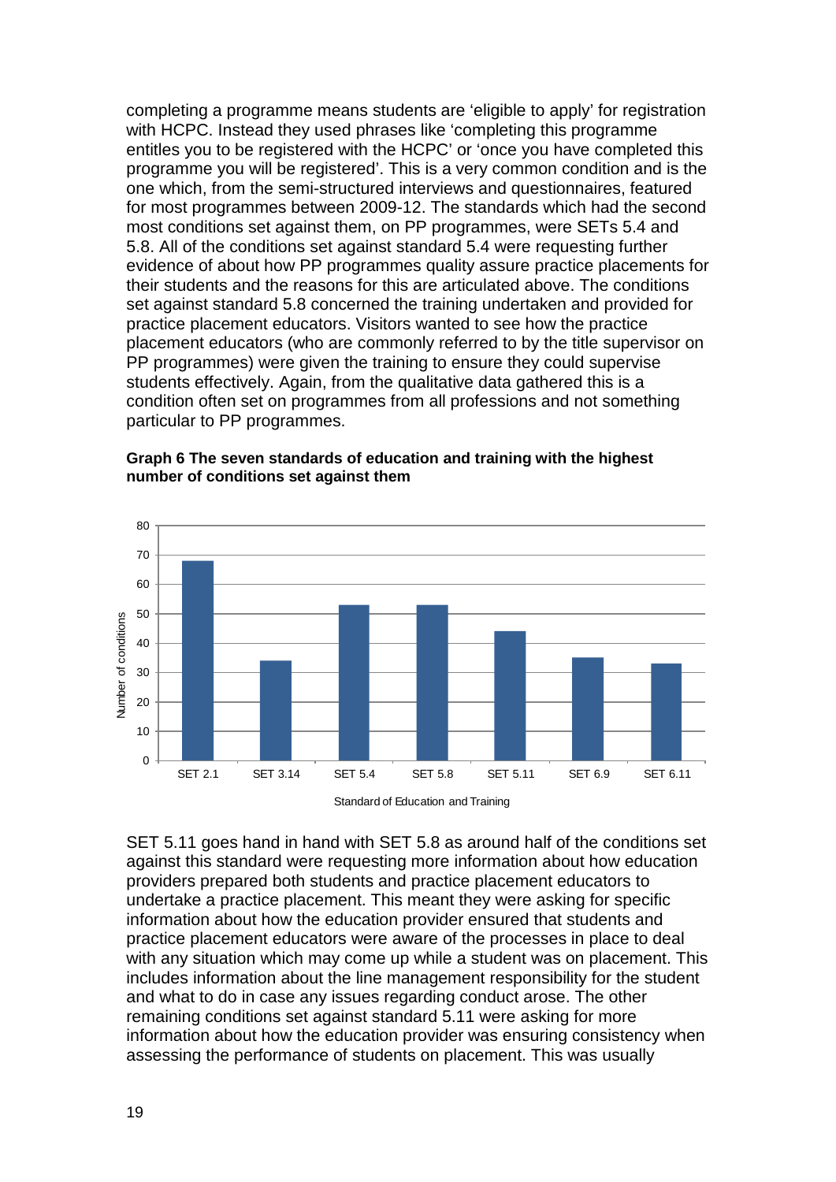completing a programme means students are 'eligible to apply' for registration with HCPC. Instead they used phrases like 'completing this programme entitles you to be registered with the HCPC' or 'once you have completed this programme you will be registered'. This is a very common condition and is the one which, from the semi-structured interviews and questionnaires, featured for most programmes between 2009-12. The standards which had the second most conditions set against them, on PP programmes, were SETs 5.4 and 5.8. All of the conditions set against standard 5.4 were requesting further evidence of about how PP programmes quality assure practice placements for their students and the reasons for this are articulated above. The conditions set against standard 5.8 concerned the training undertaken and provided for practice placement educators. Visitors wanted to see how the practice placement educators (who are commonly referred to by the title supervisor on PP programmes) were given the training to ensure they could supervise students effectively. Again, from the qualitative data gathered this is a condition often set on programmes from all professions and not something particular to PP programmes.

**Graph 6 The seven standards of education and training with the highest number of conditions set against them**

SET 5.11 goes hand in hand with SET 5.8 as around half of the conditions set against this standard were requesting more information about how education providers prepared both students and practice placement educators to undertake a practice placement. This meant they were asking for specific information about how the education provider ensured that students and practice placement educators were aware of the processes in place to deal with any situation which may come up while a student was on placement. This includes information about the line management responsibility for the student and what to do in case any issues regarding conduct arose. The other remaining conditions set against standard 5.11 were asking for more information about how the education provider was ensuring consistency when assessing the performance of students on placement. This was usually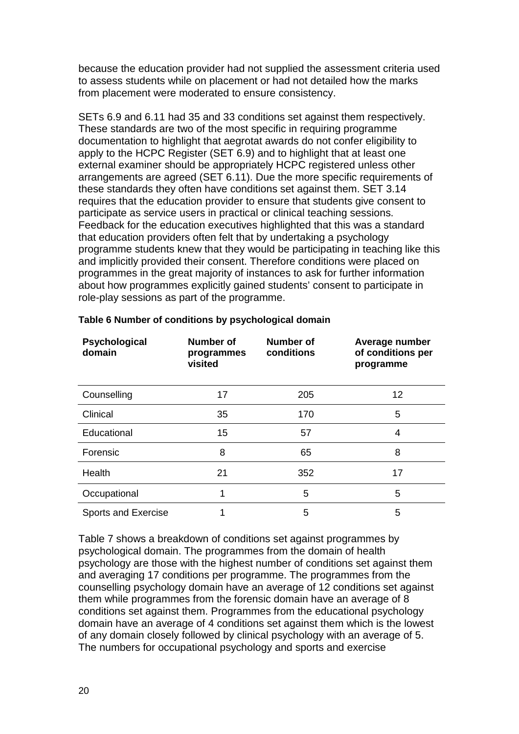because the education provider had not supplied the assessment criteria used to assess students while on placement or had not detailed how the marks from placement were moderated to ensure consistency.

SETs 6.9 and 6.11 had 35 and 33 conditions set against them respectively. These standards are two of the most specific in requiring programme documentation to highlight that aegrotat awards do not confer eligibility to apply to the HCPC Register (SET 6.9) and to highlight that at least one external examiner should be appropriately HCPC registered unless other arrangements are agreed (SET 6.11). Due the more specific requirements of these standards they often have conditions set against them. SET 3.14 requires that the education provider to ensure that students give consent to participate as service users in practical or clinical teaching sessions. Feedback for the education executives highlighted that this was a standard that education providers often felt that by undertaking a psychology programme students knew that they would be participating in teaching like this and implicitly provided their consent. Therefore conditions were placed on programmes in the great majority of instances to ask for further information about how programmes explicitly gained students' consent to participate in role-play sessions as part of the programme.

**Table 6 Number of conditions by psychological domain**

| Psychological domain | Number of programmes visited | Number of conditions | Average number of conditions per programme |
|---|---|---|---|
| Counselling | 17 | 205 | 12 |
| Clinical | 35 | 170 | 5 |
| Educational | 15 | 57 | 4 |
| Forensic | 8 | 65 | 8 |
| Health | 21 | 352 | 17 |
| Occupational | 1 | 5 | 5 |
| Sports and Exercise | 1 | 5 | 5 |

Table 7 shows a breakdown of conditions set against programmes by psychological domain. The programmes from the domain of health psychology are those with the highest number of conditions set against them and averaging 17 conditions per programme. The programmes from the counselling psychology domain have an average of 12 conditions set against them while programmes from the forensic domain have an average of 8 conditions set against them. Programmes from the educational psychology domain have an average of 4 conditions set against them which is the lowest of any domain closely followed by clinical psychology with an average of 5. The numbers for occupational psychology and sports and exercise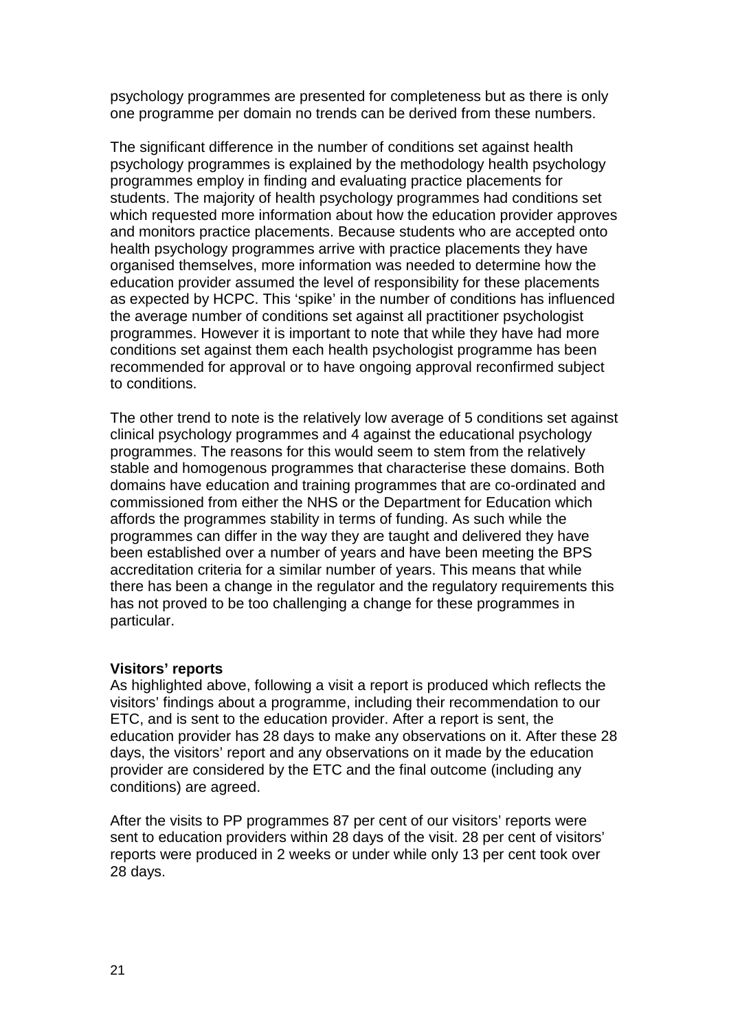psychology programmes are presented for completeness but as there is only one programme per domain no trends can be derived from these numbers.

The significant difference in the number of conditions set against health psychology programmes is explained by the methodology health psychology programmes employ in finding and evaluating practice placements for students. The majority of health psychology programmes had conditions set which requested more information about how the education provider approves and monitors practice placements. Because students who are accepted onto health psychology programmes arrive with practice placements they have organised themselves, more information was needed to determine how the education provider assumed the level of responsibility for these placements as expected by HCPC. This 'spike' in the number of conditions has influenced the average number of conditions set against all practitioner psychologist programmes. However it is important to note that while they have had more conditions set against them each health psychologist programme has been recommended for approval or to have ongoing approval reconfirmed subject to conditions.

The other trend to note is the relatively low average of 5 conditions set against clinical psychology programmes and 4 against the educational psychology programmes. The reasons for this would seem to stem from the relatively stable and homogenous programmes that characterise these domains. Both domains have education and training programmes that are co-ordinated and commissioned from either the NHS or the Department for Education which affords the programmes stability in terms of funding. As such while the programmes can differ in the way they are taught and delivered they have been established over a number of years and have been meeting the BPS accreditation criteria for a similar number of years. This means that while there has been a change in the regulator and the regulatory requirements this has not proved to be too challenging a change for these programmes in particular.

**Visitors' reports**

As highlighted above, following a visit a report is produced which reflects the visitors' findings about a programme, including their recommendation to our ETC, and is sent to the education provider. After a report is sent, the education provider has 28 days to make any observations on it. After these 28 days, the visitors' report and any observations on it made by the education provider are considered by the ETC and the final outcome (including any conditions) are agreed.

After the visits to PP programmes 87 per cent of our visitors' reports were sent to education providers within 28 days of the visit. 28 per cent of visitors' reports were produced in 2 weeks or under while only 13 per cent took over 28 days.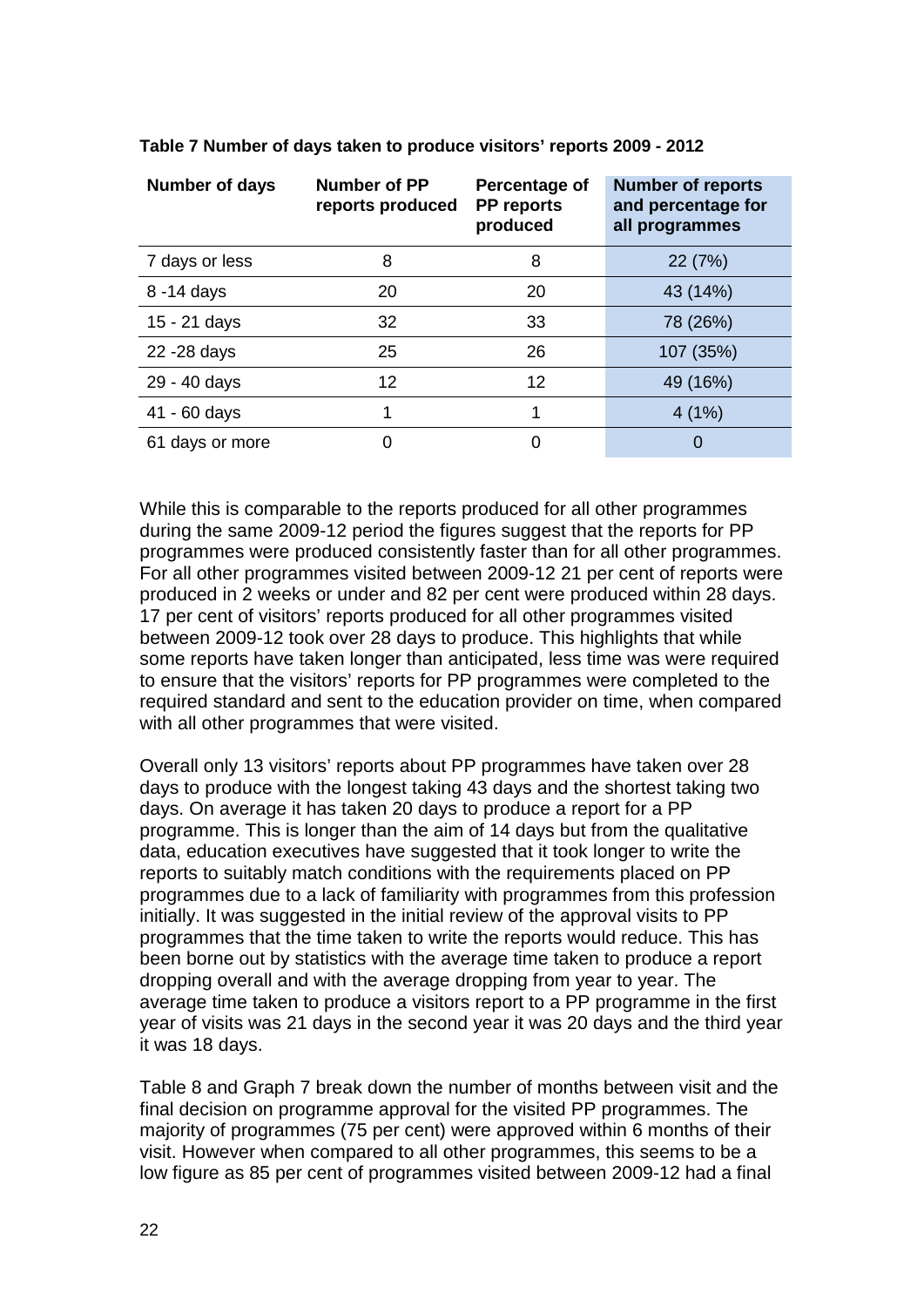**Table 7 Number of days taken to produce visitors' reports 2009 - 2012**

| Number of days | Number of PP reports produced | Percentage of PP reports produced | Number of reports and percentage for all programmes |
|---|---|---|---|
| 7 days or less | 8 | 8 | 22 (7%) |
| 8 -14 days | 20 | 20 | 43 (14%) |
| 15 - 21 days | 32 | 33 | 78 (26%) |
| 22 -28 days | 25 | 26 | 107 (35%) |
| 29 - 40 days | 12 | 12 | 49 (16%) |
| 41 - 60 days | 1 | 1 | 4 (1%) |
| 61 days or more | 0 | 0 | 0 |

While this is comparable to the reports produced for all other programmes during the same 2009-12 period the figures suggest that the reports for PP programmes were produced consistently faster than for all other programmes. For all other programmes visited between 2009-12 21 per cent of reports were produced in 2 weeks or under and 82 per cent were produced within 28 days. 17 per cent of visitors' reports produced for all other programmes visited between 2009-12 took over 28 days to produce. This highlights that while some reports have taken longer than anticipated, less time was were required to ensure that the visitors' reports for PP programmes were completed to the required standard and sent to the education provider on time, when compared with all other programmes that were visited.

Overall only 13 visitors' reports about PP programmes have taken over 28 days to produce with the longest taking 43 days and the shortest taking two days. On average it has taken 20 days to produce a report for a PP programme. This is longer than the aim of 14 days but from the qualitative data, education executives have suggested that it took longer to write the reports to suitably match conditions with the requirements placed on PP programmes due to a lack of familiarity with programmes from this profession initially. It was suggested in the initial review of the approval visits to PP programmes that the time taken to write the reports would reduce. This has been borne out by statistics with the average time taken to produce a report dropping overall and with the average dropping from year to year. The average time taken to produce a visitors report to a PP programme in the first year of visits was 21 days in the second year it was 20 days and the third year it was 18 days.

Table 8 and Graph 7 break down the number of months between visit and the final decision on programme approval for the visited PP programmes. The majority of programmes (75 per cent) were approved within 6 months of their visit. However when compared to all other programmes, this seems to be a low figure as 85 per cent of programmes visited between 2009-12 had a final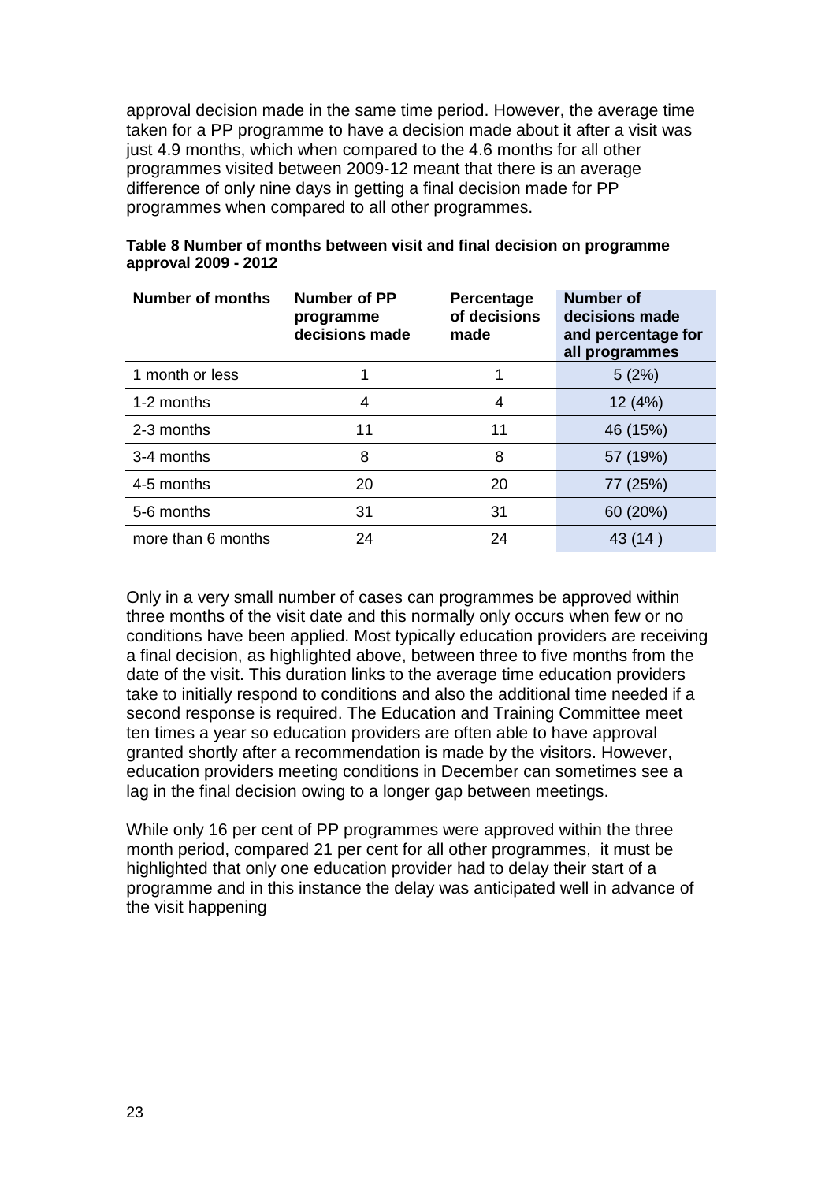approval decision made in the same time period. However, the average time taken for a PP programme to have a decision made about it after a visit was just 4.9 months, which when compared to the 4.6 months for all other programmes visited between 2009-12 meant that there is an average difference of only nine days in getting a final decision made for PP programmes when compared to all other programmes.

**Table 8 Number of months between visit and final decision on programme approval 2009 - 2012**

| Number of months | Number of PP programme decisions made | Percentage of decisions made | Number of decisions made and percentage for all programmes |
|---|---|---|---|
| 1 month or less | 1 | 1 | 5 (2%) |
| 1-2 months | 4 | 4 | 12 (4%) |
| 2-3 months | 11 | 11 | 46 (15%) |
| 3-4 months | 8 | 8 | 57 (19%) |
| 4-5 months | 20 | 20 | 77 (25%) |
| 5-6 months | 31 | 31 | 60 (20%) |
| more than 6 months | 24 | 24 | 43 (14 ) |

Only in a very small number of cases can programmes be approved within three months of the visit date and this normally only occurs when few or no conditions have been applied. Most typically education providers are receiving a final decision, as highlighted above, between three to five months from the date of the visit. This duration links to the average time education providers take to initially respond to conditions and also the additional time needed if a second response is required. The Education and Training Committee meet ten times a year so education providers are often able to have approval granted shortly after a recommendation is made by the visitors. However, education providers meeting conditions in December can sometimes see a lag in the final decision owing to a longer gap between meetings.

While only 16 per cent of PP programmes were approved within the three month period, compared 21 per cent for all other programmes, it must be highlighted that only one education provider had to delay their start of a programme and in this instance the delay was anticipated well in advance of the visit happening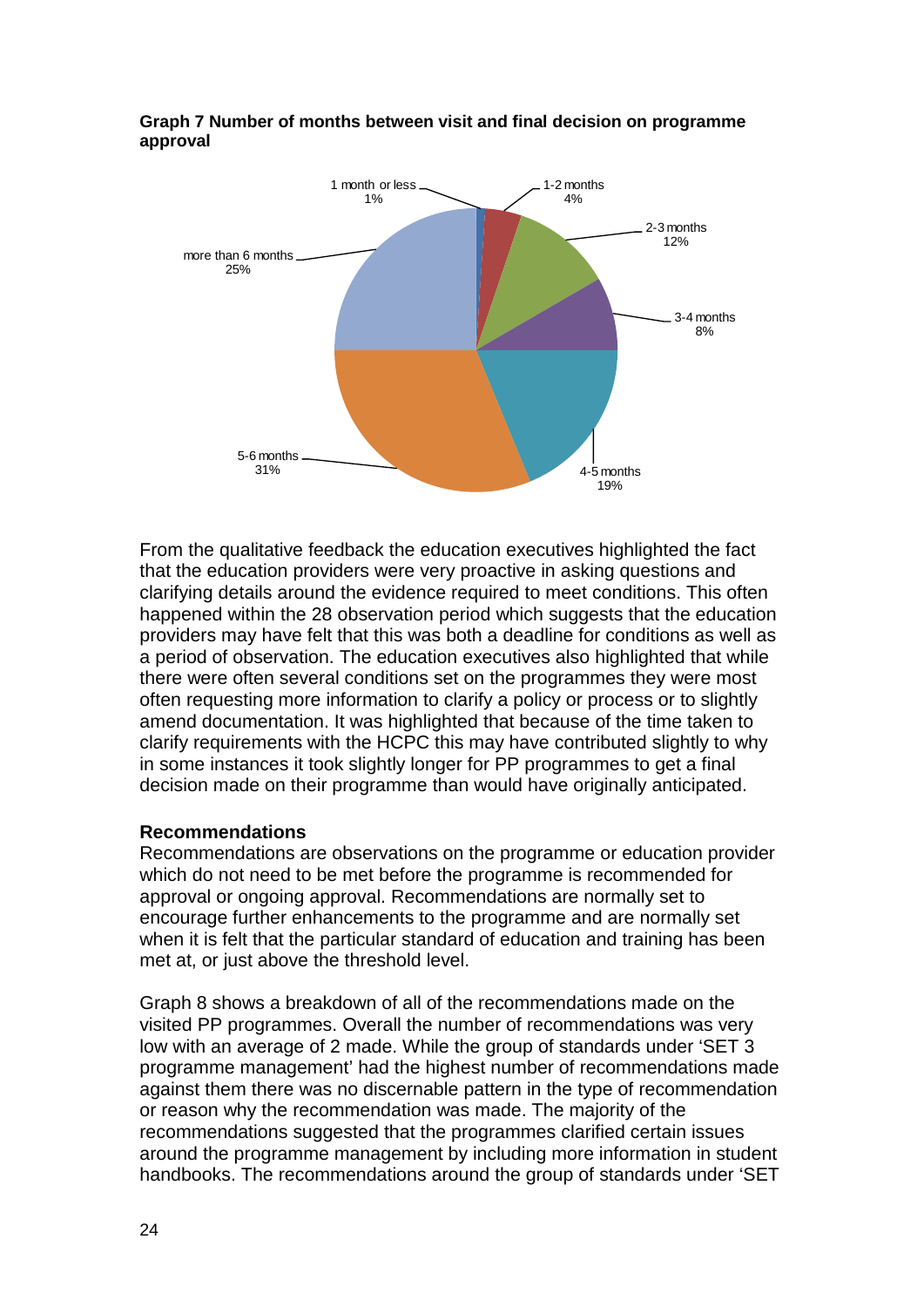**Graph 7 Number of months between visit and final decision on programme approval**

| Number of months | Percentage |
|---|---|
| 1 month or less | 1% |
| 1-2 months | 4% |
| 2-3 months | 12% |
| 3-4 months | 8% |
| 4-5 months | 19% |
| 5-6 months | 31% |
| more than 6 months | 25% |

From the qualitative feedback the education executives highlighted the fact that the education providers were very proactive in asking questions and clarifying details around the evidence required to meet conditions. This often happened within the 28 observation period which suggests that the education providers may have felt that this was both a deadline for conditions as well as a period of observation. The education executives also highlighted that while there were often several conditions set on the programmes they were most often requesting more information to clarify a policy or process or to slightly amend documentation. It was highlighted that because of the time taken to clarify requirements with the HCPC this may have contributed slightly to why in some instances it took slightly longer for PP programmes to get a final decision made on their programme than would have originally anticipated.

**Recommendations**

Recommendations are observations on the programme or education provider which do not need to be met before the programme is recommended for approval or ongoing approval. Recommendations are normally set to encourage further enhancements to the programme and are normally set when it is felt that the particular standard of education and training has been met at, or just above the threshold level.

Graph 8 shows a breakdown of all of the recommendations made on the visited PP programmes. Overall the number of recommendations was very low with an average of 2 made. While the group of standards under 'SET 3 programme management' had the highest number of recommendations made against them there was no discernable pattern in the type of recommendation or reason why the recommendation was made. The majority of the recommendations suggested that the programmes clarified certain issues around the programme management by including more information in student handbooks. The recommendations around the group of standards under 'SET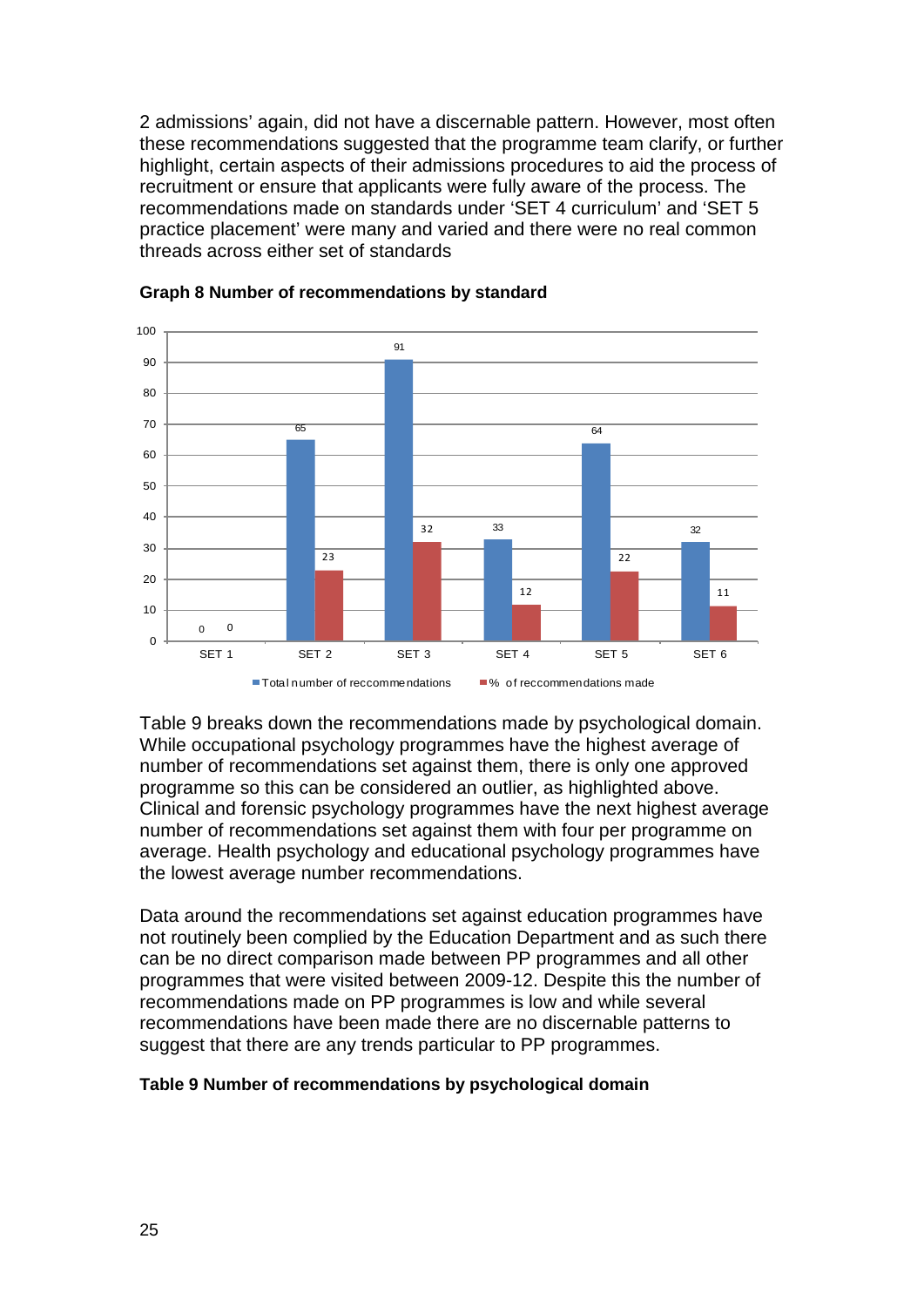2 admissions' again, did not have a discernable pattern. However, most often these recommendations suggested that the programme team clarify, or further highlight, certain aspects of their admissions procedures to aid the process of recruitment or ensure that applicants were fully aware of the process. The recommendations made on standards under 'SET 4 curriculum' and 'SET 5 practice placement' were many and varied and there were no real common threads across either set of standards

**Graph 8 Number of recommendations by standard**

| | SET 1 | SET 2 | SET 3 | SET 4 | SET 5 | SET 6 |
|---|---|---|---|---|---|---|
| Total number of reccommendations | 0 | 65 | 91 | 33 | 64 | 32 |
| % of reccommendations made | 0 | 23 | 32 | 12 | 22 | 11 |

Table 9 breaks down the recommendations made by psychological domain. While occupational psychology programmes have the highest average of number of recommendations set against them, there is only one approved programme so this can be considered an outlier, as highlighted above. Clinical and forensic psychology programmes have the next highest average number of recommendations set against them with four per programme on average. Health psychology and educational psychology programmes have the lowest average number recommendations.

Data around the recommendations set against education programmes have not routinely been complied by the Education Department and as such there can be no direct comparison made between PP programmes and all other programmes that were visited between 2009-12. Despite this the number of recommendations made on PP programmes is low and while several recommendations have been made there are no discernable patterns to suggest that there are any trends particular to PP programmes.

**Table 9 Number of recommendations by psychological domain**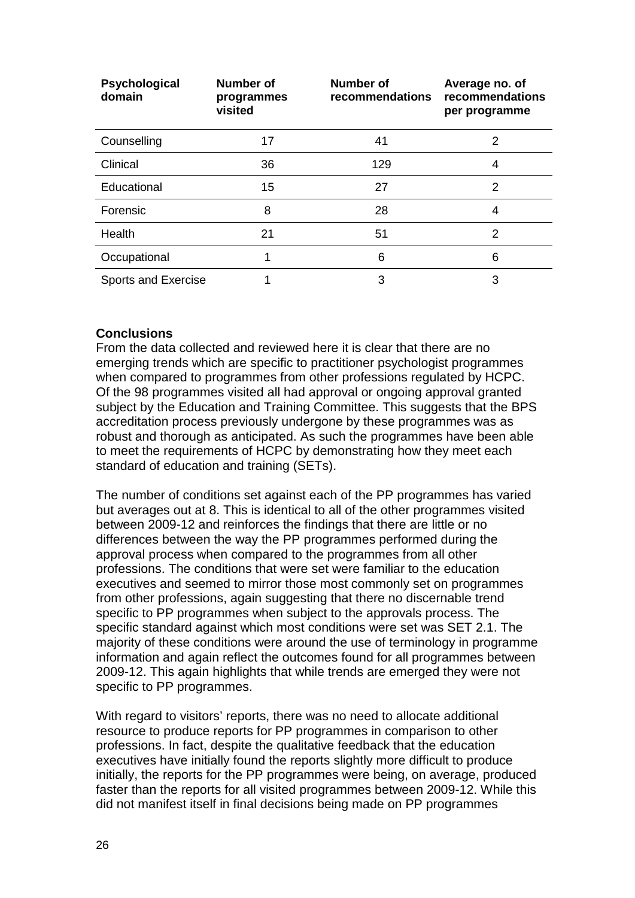| Psychological domain | Number of programmes visited | Number of recommendations | Average no. of recommendations per programme |
|---|---|---|---|
| Counselling | 17 | 41 | 2 |
| Clinical | 36 | 129 | 4 |
| Educational | 15 | 27 | 2 |
| Forensic | 8 | 28 | 4 |
| Health | 21 | 51 | 2 |
| Occupational | 1 | 6 | 6 |
| Sports and Exercise | 1 | 3 | 3 |

**Conclusions**

From the data collected and reviewed here it is clear that there are no emerging trends which are specific to practitioner psychologist programmes when compared to programmes from other professions regulated by HCPC. Of the 98 programmes visited all had approval or ongoing approval granted subject by the Education and Training Committee. This suggests that the BPS accreditation process previously undergone by these programmes was as robust and thorough as anticipated. As such the programmes have been able to meet the requirements of HCPC by demonstrating how they meet each standard of education and training (SETs).

The number of conditions set against each of the PP programmes has varied but averages out at 8. This is identical to all of the other programmes visited between 2009-12 and reinforces the findings that there are little or no differences between the way the PP programmes performed during the approval process when compared to the programmes from all other professions. The conditions that were set were familiar to the education executives and seemed to mirror those most commonly set on programmes from other professions, again suggesting that there no discernable trend specific to PP programmes when subject to the approvals process. The specific standard against which most conditions were set was SET 2.1. The majority of these conditions were around the use of terminology in programme information and again reflect the outcomes found for all programmes between 2009-12. This again highlights that while trends are emerged they were not specific to PP programmes.

With regard to visitors' reports, there was no need to allocate additional resource to produce reports for PP programmes in comparison to other professions. In fact, despite the qualitative feedback that the education executives have initially found the reports slightly more difficult to produce initially, the reports for the PP programmes were being, on average, produced faster than the reports for all visited programmes between 2009-12. While this did not manifest itself in final decisions being made on PP programmes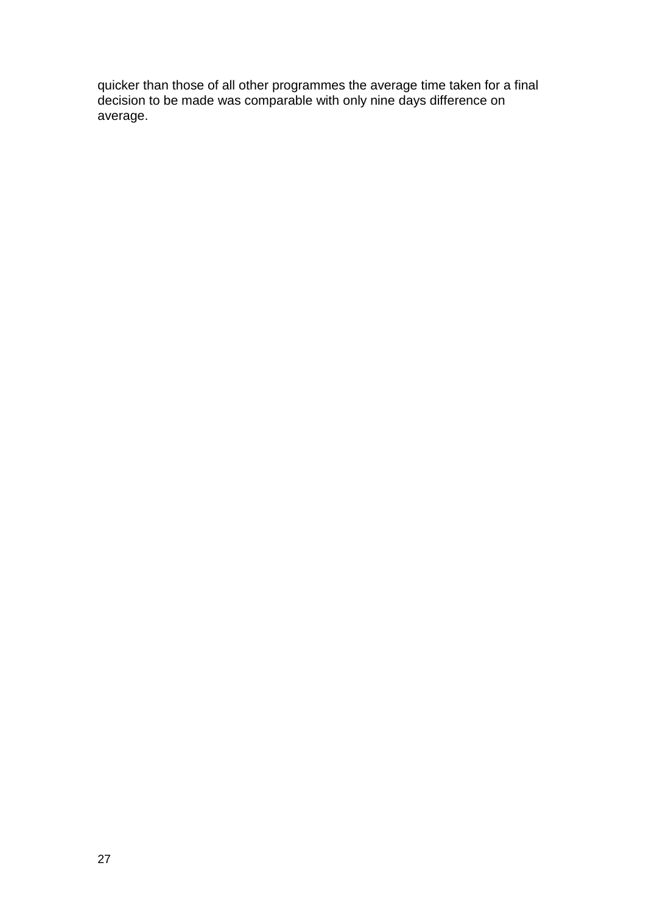quicker than those of all other programmes the average time taken for a final decision to be made was comparable with only nine days difference on average.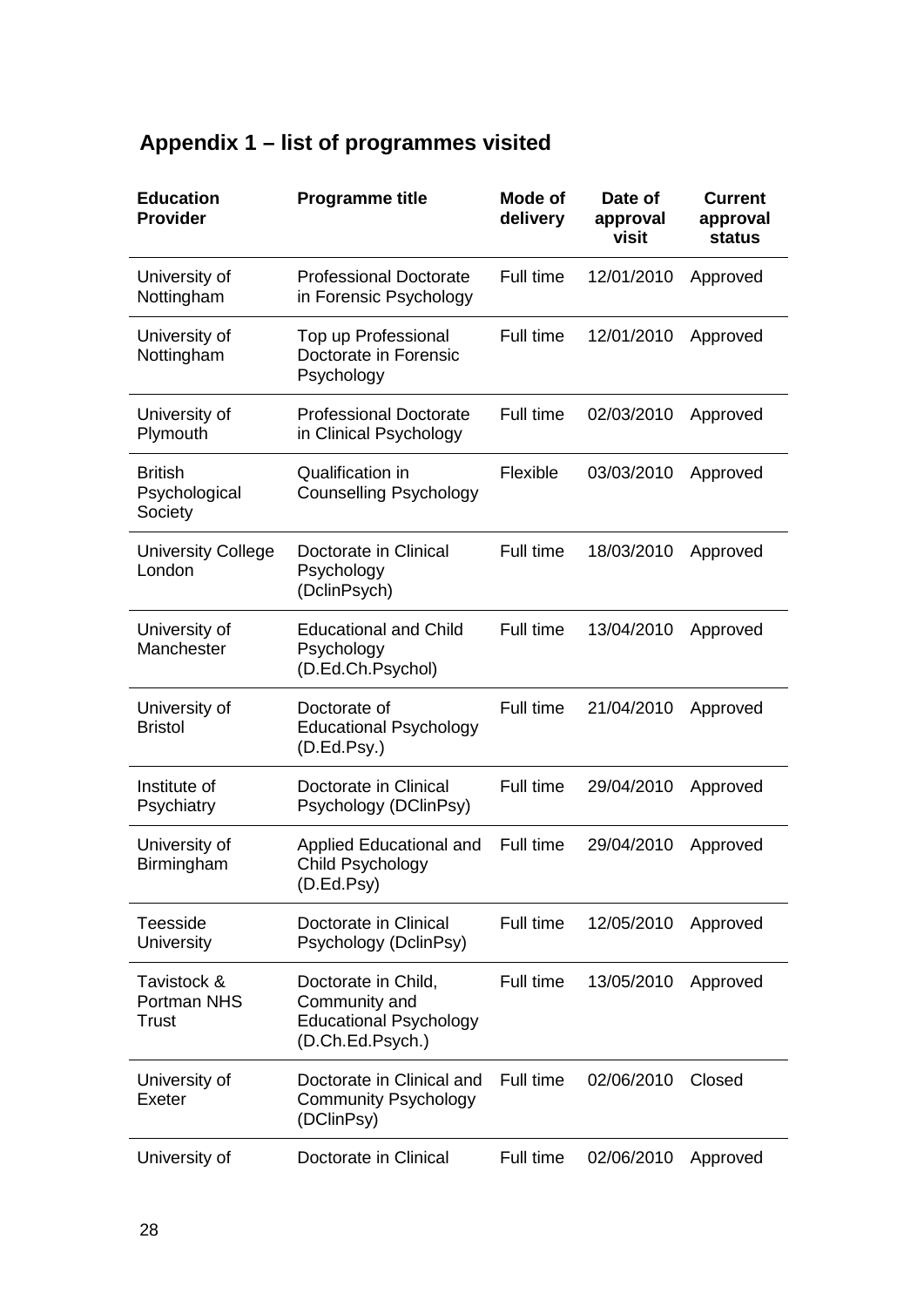## Appendix 1 – list of programmes visited

| Education Provider | Programme title | Mode of delivery | Date of approval visit | Current approval status |
|---|---|---|---|---|
| University of Nottingham | Professional Doctorate in Forensic Psychology | Full time | 12/01/2010 | Approved |
| University of Nottingham | Top up Professional Doctorate in Forensic Psychology | Full time | 12/01/2010 | Approved |
| University of Plymouth | Professional Doctorate in Clinical Psychology | Full time | 02/03/2010 | Approved |
| British Psychological Society | Qualification in Counselling Psychology | Flexible | 03/03/2010 | Approved |
| University College London | Doctorate in Clinical Psychology (DclinPsych) | Full time | 18/03/2010 | Approved |
| University of Manchester | Educational and Child Psychology (D.Ed.Ch.Psychol) | Full time | 13/04/2010 | Approved |
| University of Bristol | Doctorate of Educational Psychology (D.Ed.Psy.) | Full time | 21/04/2010 | Approved |
| Institute of Psychiatry | Doctorate in Clinical Psychology (DClinPsy) | Full time | 29/04/2010 | Approved |
| University of Birmingham | Applied Educational and Child Psychology (D.Ed.Psy) | Full time | 29/04/2010 | Approved |
| Teesside University | Doctorate in Clinical Psychology (DclinPsy) | Full time | 12/05/2010 | Approved |
| Tavistock & Portman NHS Trust | Doctorate in Child, Community and Educational Psychology (D.Ch.Ed.Psych.) | Full time | 13/05/2010 | Approved |
| University of Exeter | Doctorate in Clinical and Community Psychology (DClinPsy) | Full time | 02/06/2010 | Closed |
| University of | Doctorate in Clinical | Full time | 02/06/2010 | Approved |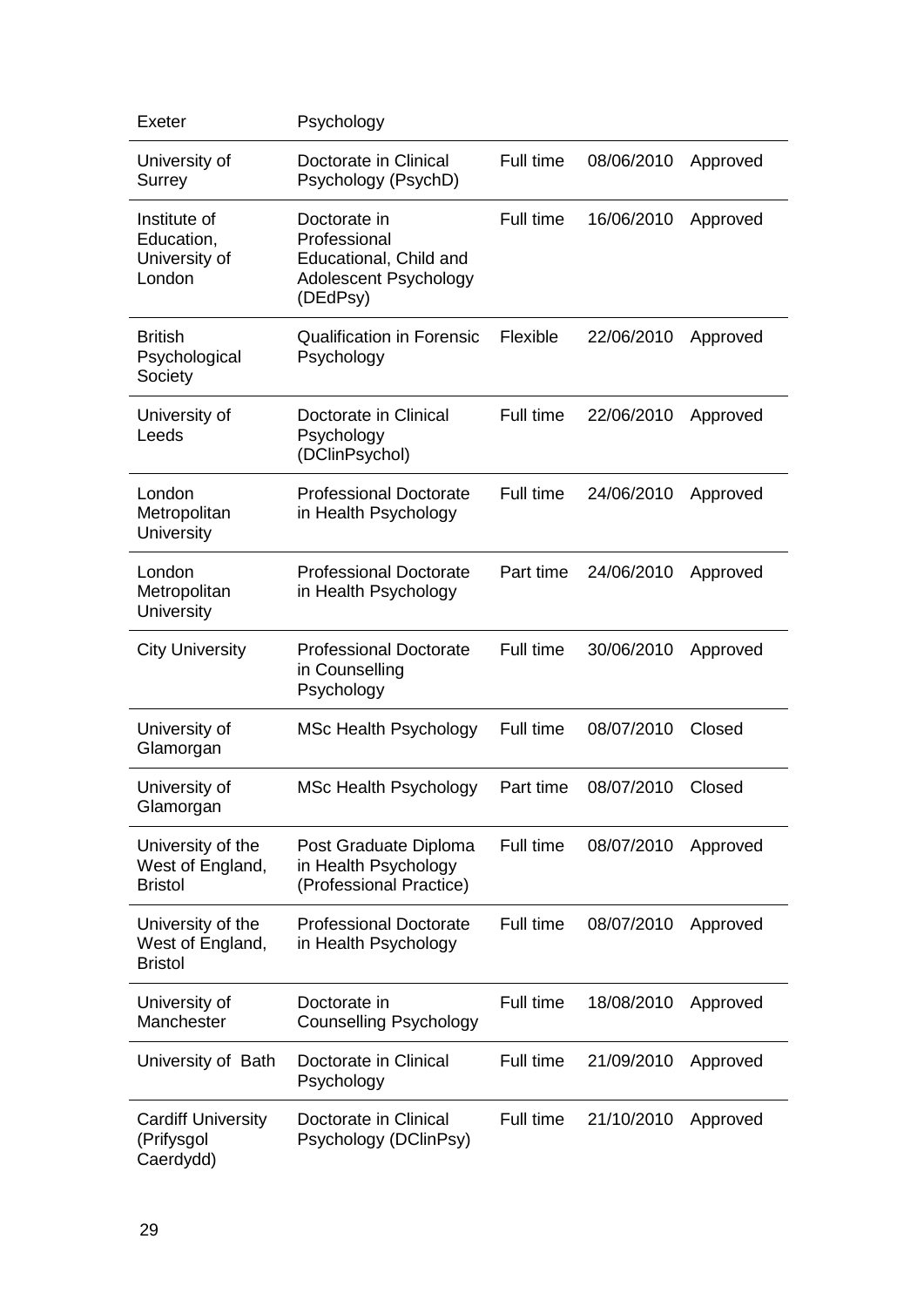| | | | | |
|---|---|---|---|---|
| Exeter | Psychology | | | |
| University of Surrey | Doctorate in Clinical Psychology (PsychD) | Full time | 08/06/2010 | Approved |
| Institute of Education, University of London | Doctorate in Professional Educational, Child and Adolescent Psychology (DEdPsy) | Full time | 16/06/2010 | Approved |
| British Psychological Society | Qualification in Forensic Psychology | Flexible | 22/06/2010 | Approved |
| University of Leeds | Doctorate in Clinical Psychology (DClinPsychol) | Full time | 22/06/2010 | Approved |
| London Metropolitan University | Professional Doctorate in Health Psychology | Full time | 24/06/2010 | Approved |
| London Metropolitan University | Professional Doctorate in Health Psychology | Part time | 24/06/2010 | Approved |
| City University | Professional Doctorate in Counselling Psychology | Full time | 30/06/2010 | Approved |
| University of Glamorgan | MSc Health Psychology | Full time | 08/07/2010 | Closed |
| University of Glamorgan | MSc Health Psychology | Part time | 08/07/2010 | Closed |
| University of the West of England, Bristol | Post Graduate Diploma in Health Psychology (Professional Practice) | Full time | 08/07/2010 | Approved |
| University of the West of England, Bristol | Professional Doctorate in Health Psychology | Full time | 08/07/2010 | Approved |
| University of Manchester | Doctorate in Counselling Psychology | Full time | 18/08/2010 | Approved |
| University of Bath | Doctorate in Clinical Psychology | Full time | 21/09/2010 | Approved |
| Cardiff University (Prifysgol Caerdydd) | Doctorate in Clinical Psychology (DClinPsy) | Full time | 21/10/2010 | Approved |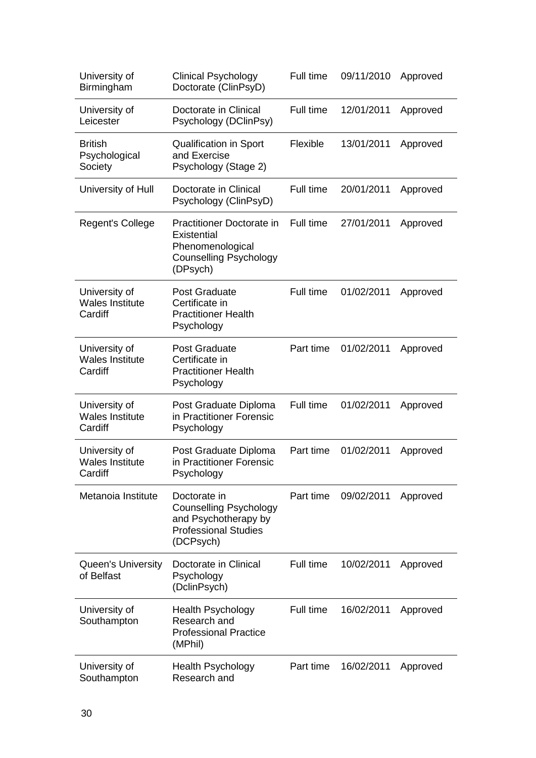| | | | | |
|---|---|---|---|---|
| University of Birmingham | Clinical Psychology Doctorate (ClinPsyD) | Full time | 09/11/2010 | Approved |
| University of Leicester | Doctorate in Clinical Psychology (DClinPsy) | Full time | 12/01/2011 | Approved |
| British Psychological Society | Qualification in Sport and Exercise Psychology (Stage 2) | Flexible | 13/01/2011 | Approved |
| University of Hull | Doctorate in Clinical Psychology (ClinPsyD) | Full time | 20/01/2011 | Approved |
| Regent's College | Practitioner Doctorate in Existential Phenomenological Counselling Psychology (DPsych) | Full time | 27/01/2011 | Approved |
| University of Wales Institute Cardiff | Post Graduate Certificate in Practitioner Health Psychology | Full time | 01/02/2011 | Approved |
| University of Wales Institute Cardiff | Post Graduate Certificate in Practitioner Health Psychology | Part time | 01/02/2011 | Approved |
| University of Wales Institute Cardiff | Post Graduate Diploma in Practitioner Forensic Psychology | Full time | 01/02/2011 | Approved |
| University of Wales Institute Cardiff | Post Graduate Diploma in Practitioner Forensic Psychology | Part time | 01/02/2011 | Approved |
| Metanoia Institute | Doctorate in Counselling Psychology and Psychotherapy by Professional Studies (DCPsych) | Part time | 09/02/2011 | Approved |
| Queen's University of Belfast | Doctorate in Clinical Psychology (DclinPsych) | Full time | 10/02/2011 | Approved |
| University of Southampton | Health Psychology Research and Professional Practice (MPhil) | Full time | 16/02/2011 | Approved |
| University of Southampton | Health Psychology Research and | Part time | 16/02/2011 | Approved |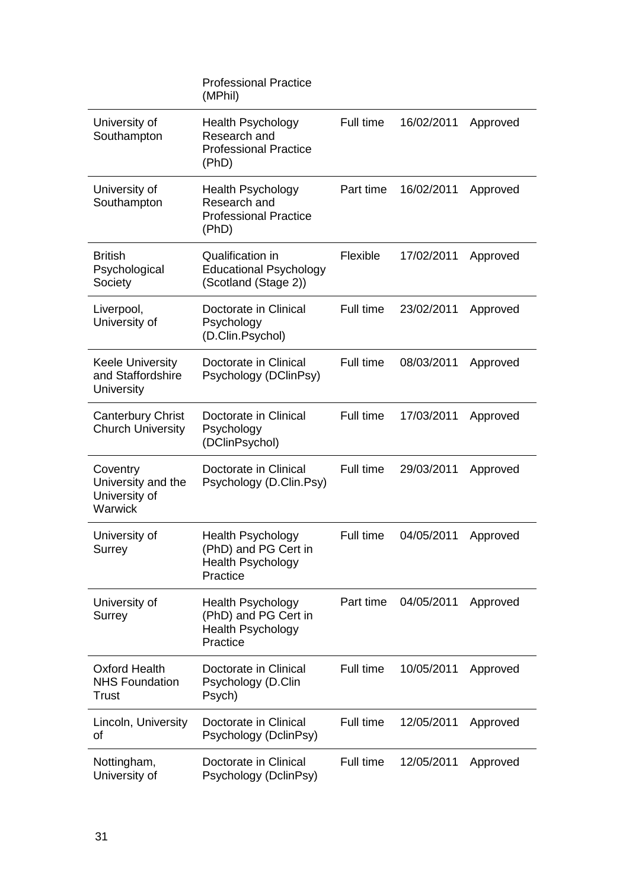| | Professional Practice (MPhil) | | | |
|---|---|---|---|---|
| University of Southampton | Health Psychology Research and Professional Practice (PhD) | Full time | 16/02/2011 | Approved |
| University of Southampton | Health Psychology Research and Professional Practice (PhD) | Part time | 16/02/2011 | Approved |
| British Psychological Society | Qualification in Educational Psychology (Scotland (Stage 2)) | Flexible | 17/02/2011 | Approved |
| Liverpool, University of | Doctorate in Clinical Psychology (D.Clin.Psychol) | Full time | 23/02/2011 | Approved |
| Keele University and Staffordshire University | Doctorate in Clinical Psychology (DClinPsy) | Full time | 08/03/2011 | Approved |
| Canterbury Christ Church University | Doctorate in Clinical Psychology (DClinPsychol) | Full time | 17/03/2011 | Approved |
| Coventry University and the University of Warwick | Doctorate in Clinical Psychology (D.Clin.Psy) | Full time | 29/03/2011 | Approved |
| University of Surrey | Health Psychology (PhD) and PG Cert in Health Psychology Practice | Full time | 04/05/2011 | Approved |
| University of Surrey | Health Psychology (PhD) and PG Cert in Health Psychology Practice | Part time | 04/05/2011 | Approved |
| Oxford Health NHS Foundation Trust | Doctorate in Clinical Psychology (D.Clin Psych) | Full time | 10/05/2011 | Approved |
| Lincoln, University of | Doctorate in Clinical Psychology (DclinPsy) | Full time | 12/05/2011 | Approved |
| Nottingham, University of | Doctorate in Clinical Psychology (DclinPsy) | Full time | 12/05/2011 | Approved |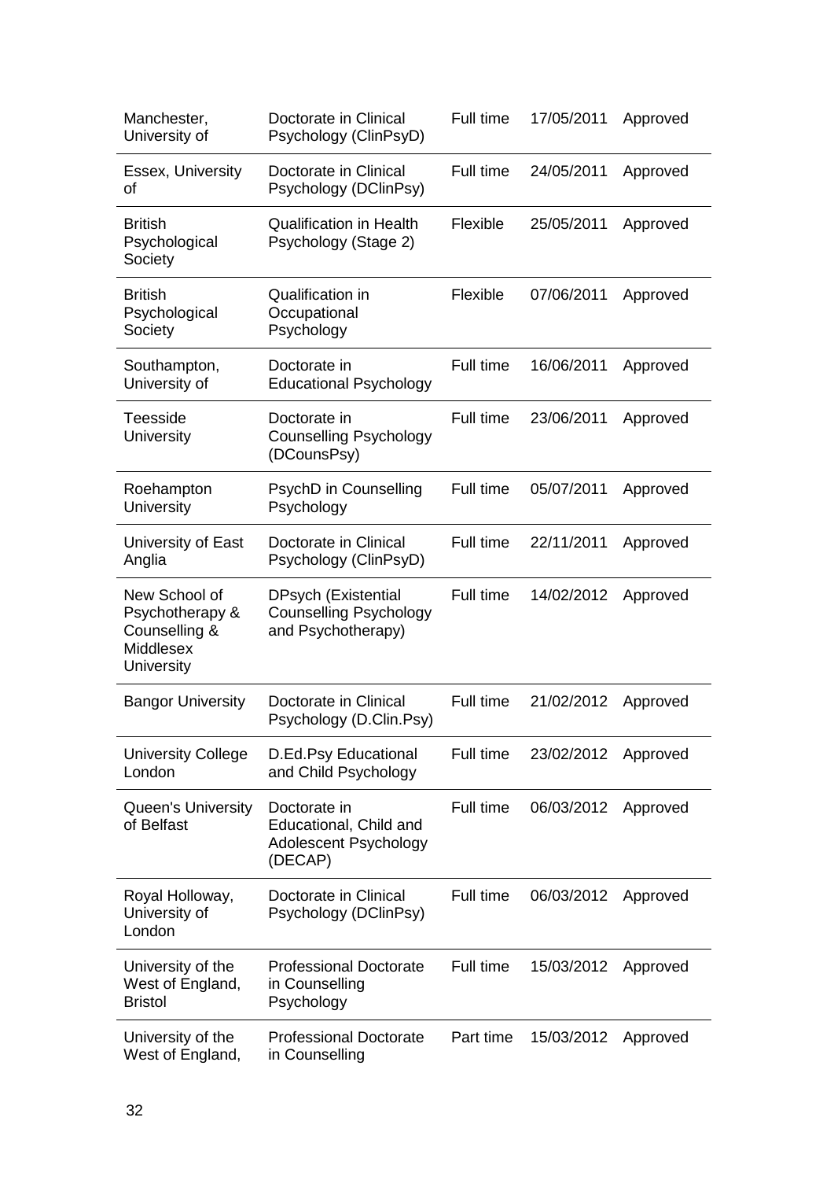| | | | | |
|---|---|---|---|---|
| Manchester, University of | Doctorate in Clinical Psychology (ClinPsyD) | Full time | 17/05/2011 | Approved |
| Essex, University of | Doctorate in Clinical Psychology (DClinPsy) | Full time | 24/05/2011 | Approved |
| British Psychological Society | Qualification in Health Psychology (Stage 2) | Flexible | 25/05/2011 | Approved |
| British Psychological Society | Qualification in Occupational Psychology | Flexible | 07/06/2011 | Approved |
| Southampton, University of | Doctorate in Educational Psychology | Full time | 16/06/2011 | Approved |
| Teesside University | Doctorate in Counselling Psychology (DCounsPsy) | Full time | 23/06/2011 | Approved |
| Roehampton University | PsychD in Counselling Psychology | Full time | 05/07/2011 | Approved |
| University of East Anglia | Doctorate in Clinical Psychology (ClinPsyD) | Full time | 22/11/2011 | Approved |
| New School of Psychotherapy & Counselling & Middlesex University | DPsych (Existential Counselling Psychology and Psychotherapy) | Full time | 14/02/2012 | Approved |
| Bangor University | Doctorate in Clinical Psychology (D.Clin.Psy) | Full time | 21/02/2012 | Approved |
| University College London | D.Ed.Psy Educational and Child Psychology | Full time | 23/02/2012 | Approved |
| Queen's University of Belfast | Doctorate in Educational, Child and Adolescent Psychology (DECAP) | Full time | 06/03/2012 | Approved |
| Royal Holloway, University of London | Doctorate in Clinical Psychology (DClinPsy) | Full time | 06/03/2012 | Approved |
| University of the West of England, Bristol | Professional Doctorate in Counselling Psychology | Full time | 15/03/2012 | Approved |
| University of the West of England, | Professional Doctorate in Counselling | Part time | 15/03/2012 | Approved |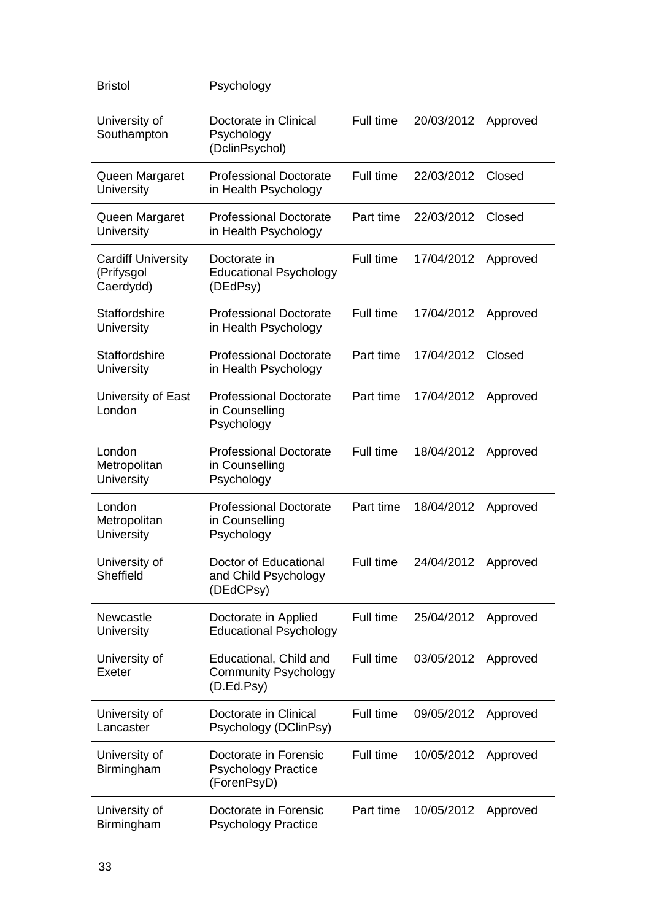| | | | | |
|---|---|---|---|---|
| Bristol | Psychology | | | |
| University of Southampton | Doctorate in Clinical Psychology (DclinPsychol) | Full time | 20/03/2012 | Approved |
| Queen Margaret University | Professional Doctorate in Health Psychology | Full time | 22/03/2012 | Closed |
| Queen Margaret University | Professional Doctorate in Health Psychology | Part time | 22/03/2012 | Closed |
| Cardiff University (Prifysgol Caerdydd) | Doctorate in Educational Psychology (DEdPsy) | Full time | 17/04/2012 | Approved |
| Staffordshire University | Professional Doctorate in Health Psychology | Full time | 17/04/2012 | Approved |
| Staffordshire University | Professional Doctorate in Health Psychology | Part time | 17/04/2012 | Closed |
| University of East London | Professional Doctorate in Counselling Psychology | Part time | 17/04/2012 | Approved |
| London Metropolitan University | Professional Doctorate in Counselling Psychology | Full time | 18/04/2012 | Approved |
| London Metropolitan University | Professional Doctorate in Counselling Psychology | Part time | 18/04/2012 | Approved |
| University of Sheffield | Doctor of Educational and Child Psychology (DEdCPsy) | Full time | 24/04/2012 | Approved |
| Newcastle University | Doctorate in Applied Educational Psychology | Full time | 25/04/2012 | Approved |
| University of Exeter | Educational, Child and Community Psychology (D.Ed.Psy) | Full time | 03/05/2012 | Approved |
| University of Lancaster | Doctorate in Clinical Psychology (DClinPsy) | Full time | 09/05/2012 | Approved |
| University of Birmingham | Doctorate in Forensic Psychology Practice (ForenPsyD) | Full time | 10/05/2012 | Approved |
| University of Birmingham | Doctorate in Forensic Psychology Practice | Part time | 10/05/2012 | Approved |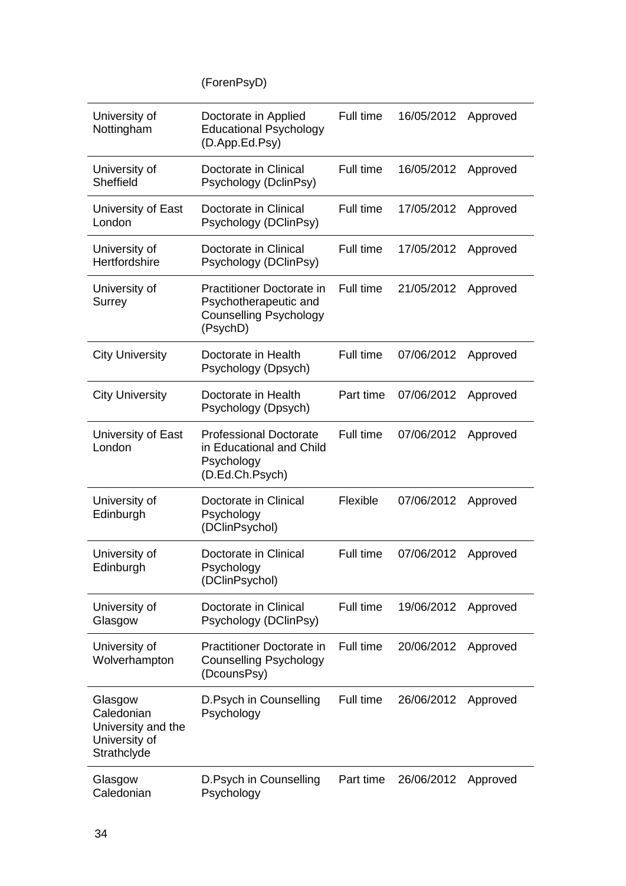| | (ForenPsyD) | | | |
|---|---|---|---|---|
| University of Nottingham | Doctorate in Applied Educational Psychology (D.App.Ed.Psy) | Full time | 16/05/2012 | Approved |
| University of Sheffield | Doctorate in Clinical Psychology (DclinPsy) | Full time | 16/05/2012 | Approved |
| University of East London | Doctorate in Clinical Psychology (DClinPsy) | Full time | 17/05/2012 | Approved |
| University of Hertfordshire | Doctorate in Clinical Psychology (DClinPsy) | Full time | 17/05/2012 | Approved |
| University of Surrey | Practitioner Doctorate in Psychotherapeutic and Counselling Psychology (PsychD) | Full time | 21/05/2012 | Approved |
| City University | Doctorate in Health Psychology (Dpsych) | Full time | 07/06/2012 | Approved |
| City University | Doctorate in Health Psychology (Dpsych) | Part time | 07/06/2012 | Approved |
| University of East London | Professional Doctorate in Educational and Child Psychology (D.Ed.Ch.Psych) | Full time | 07/06/2012 | Approved |
| University of Edinburgh | Doctorate in Clinical Psychology (DClinPsychol) | Flexible | 07/06/2012 | Approved |
| University of Edinburgh | Doctorate in Clinical Psychology (DClinPsychol) | Full time | 07/06/2012 | Approved |
| University of Glasgow | Doctorate in Clinical Psychology (DClinPsy) | Full time | 19/06/2012 | Approved |
| University of Wolverhampton | Practitioner Doctorate in Counselling Psychology (DcounsPsy) | Full time | 20/06/2012 | Approved |
| Glasgow Caledonian University and the University of Strathclyde | D.Psych in Counselling Psychology | Full time | 26/06/2012 | Approved |
| Glasgow Caledonian | D.Psych in Counselling Psychology | Part time | 26/06/2012 | Approved |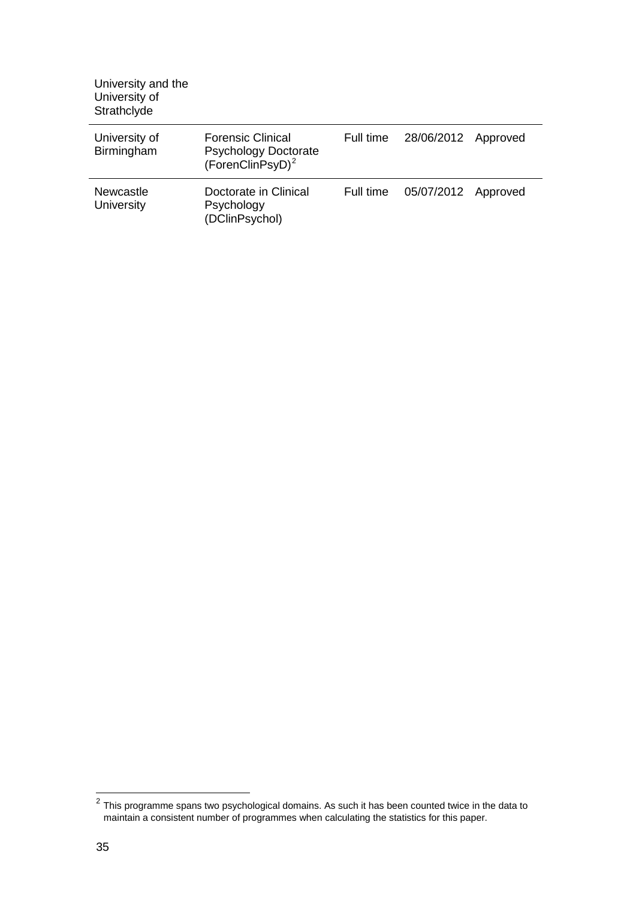| | | | | |
|---|---|---|---|---|
| University and the University of Strathclyde | | | | |
| University of Birmingham | Forensic Clinical Psychology Doctorate (ForenClinPsyD)[2] | Full time | 28/06/2012 | Approved |
| Newcastle University | Doctorate in Clinical Psychology (DClinPsychol) | Full time | 05/07/2012 | Approved |

[2] This programme spans two psychological domains. As such it has been counted twice in the data to maintain a consistent number of programmes when calculating the statistics for this paper.